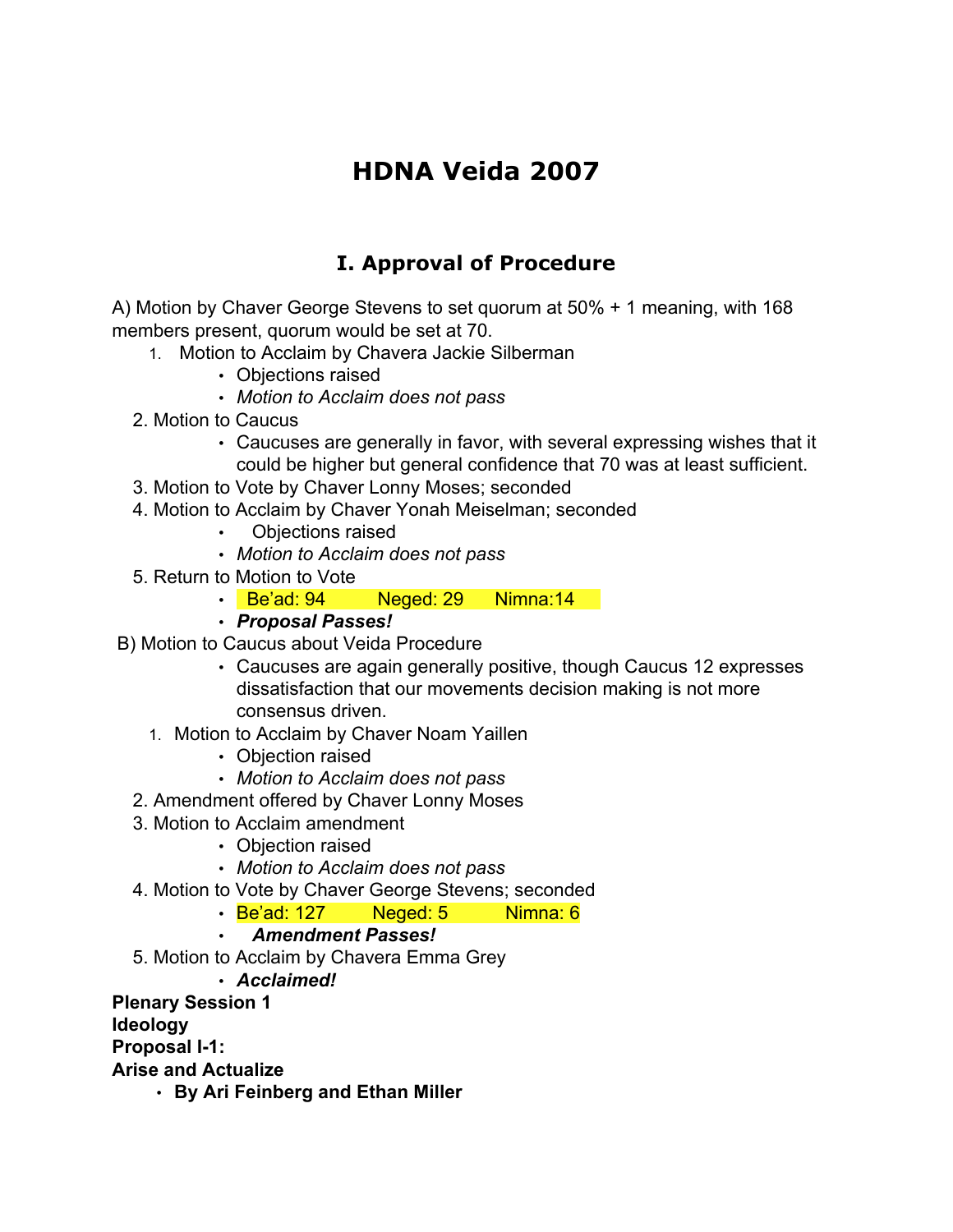# HDNA Veida 2007

## I. Approval of Procedure

A) Motion by Chaver George Stevens to set quorum at 50% + 1 meaning, with 168 members present, quorum would be set at 70.

1. Motion to Acclaim by Chavera Jackie Silberman
    - Objections raised
    - *Motion to Acclaim does not pass*
2. Motion to Caucus
    - Caucuses are generally in favor, with several expressing wishes that it could be higher but general confidence that 70 was at least sufficient.
3. Motion to Vote by Chaver Lonny Moses; seconded
4. Motion to Acclaim by Chaver Yonah Meiselman; seconded
    - Objections raised
    - *Motion to Acclaim does not pass*
5. Return to Motion to Vote
    - Be'ad: 94 Neged: 29 Nimna:14
    - ***Proposal Passes!***

B) Motion to Caucus about Veida Procedure

- Caucuses are again generally positive, though Caucus 12 expresses dissatisfaction that our movements decision making is not more consensus driven.

1. Motion to Acclaim by Chaver Noam Yaillen
    - Objection raised
    - *Motion to Acclaim does not pass*
2. Amendment offered by Chaver Lonny Moses
3. Motion to Acclaim amendment
    - Objection raised
    - *Motion to Acclaim does not pass*
4. Motion to Vote by Chaver George Stevens; seconded
    - Be'ad: 127 Neged: 5 Nimna: 6
    - ***Amendment Passes!***
5. Motion to Acclaim by Chavera Emma Grey
    - ***Acclaimed!***

**Plenary Session 1**
**Ideology**
**Proposal I-1:**
**Arise and Actualize**

- **By Ari Feinberg and Ethan Miller**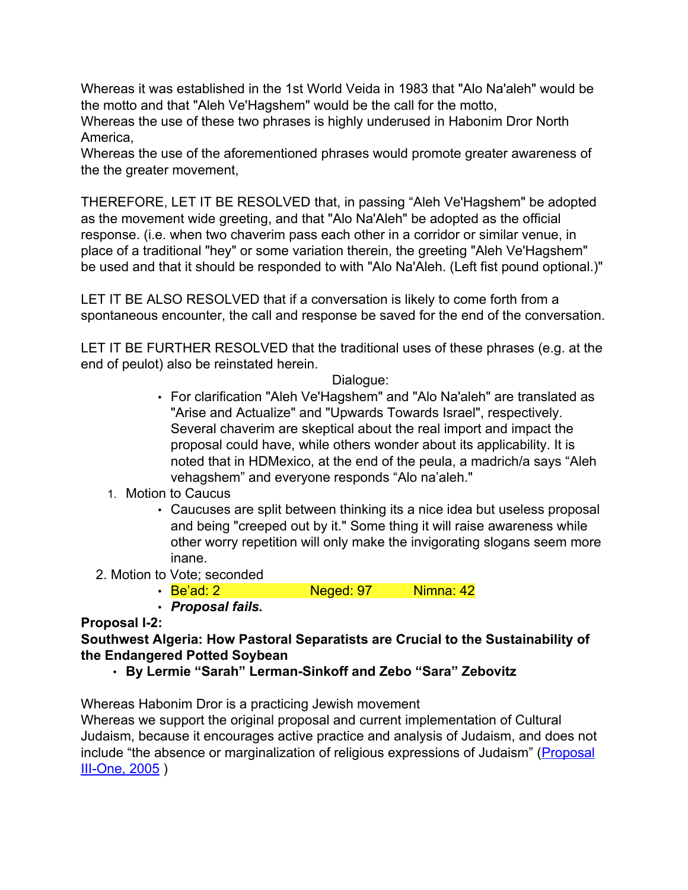Whereas it was established in the 1st World Veida in 1983 that "Alo Na'aleh" would be the motto and that "Aleh Ve'Hagshem" would be the call for the motto,
Whereas the use of these two phrases is highly underused in Habonim Dror North America,
Whereas the use of the aforementioned phrases would promote greater awareness of the the greater movement,

THEREFORE, LET IT BE RESOLVED that, in passing "Aleh Ve'Hagshem" be adopted as the movement wide greeting, and that "Alo Na'Aleh" be adopted as the official response. (i.e. when two chaverim pass each other in a corridor or similar venue, in place of a traditional "hey" or some variation therein, the greeting "Aleh Ve'Hagshem" be used and that it should be responded to with "Alo Na'Aleh. (Left fist pound optional.)"

LET IT BE ALSO RESOLVED that if a conversation is likely to come forth from a spontaneous encounter, the call and response be saved for the end of the conversation.

LET IT BE FURTHER RESOLVED that the traditional uses of these phrases (e.g. at the end of peulot) also be reinstated herein.

Dialogue:

- For clarification "Aleh Ve'Hagshem" and "Alo Na'aleh" are translated as "Arise and Actualize" and "Upwards Towards Israel", respectively. Several chaverim are skeptical about the real import and impact the proposal could have, while others wonder about its applicability. It is noted that in HDMexico, at the end of the peula, a madrich/a says "Aleh vehagshem" and everyone responds "Alo na'aleh."

1. Motion to Caucus
   - Caucuses are split between thinking its a nice idea but useless proposal and being "creeped out by it." Some thing it will raise awareness while other worry repetition will only make the invigorating slogans seem more inane.
2. Motion to Vote; seconded
   - Be'ad: 2 Neged: 97 Nimna: 42
   - ***Proposal fails.***

**Proposal I-2:**
**Southwest Algeria: How Pastoral Separatists are Crucial to the Sustainability of the Endangered Potted Soybean**

- **By Lermie "Sarah" Lerman-Sinkoff and Zebo "Sara" Zebovitz**

Whereas Habonim Dror is a practicing Jewish movement
Whereas we support the original proposal and current implementation of Cultural Judaism, because it encourages active practice and analysis of Judaism, and does not include "the absence or marginalization of religious expressions of Judaism" (Proposal III-One, 2005 )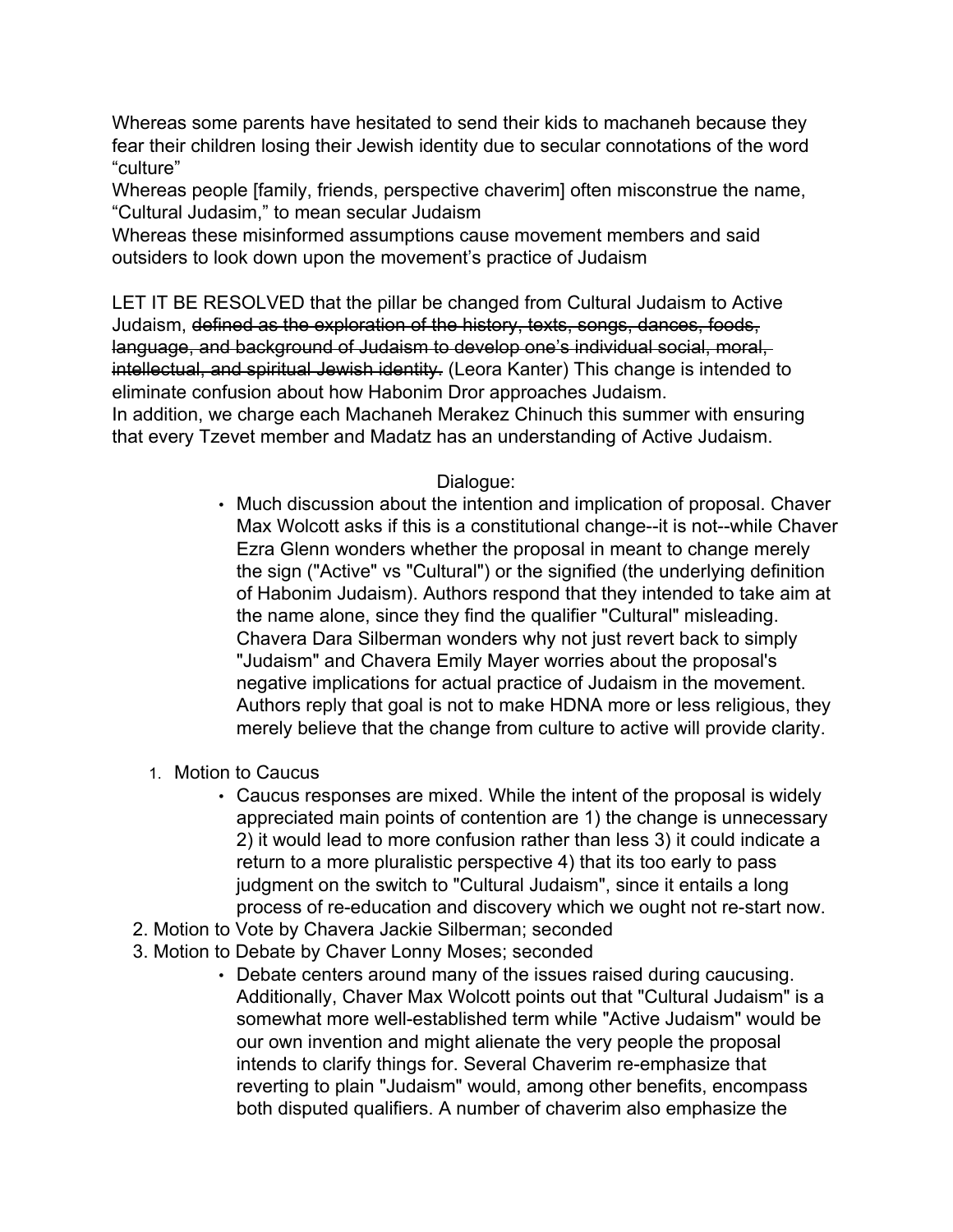Whereas some parents have hesitated to send their kids to machaneh because they fear their children losing their Jewish identity due to secular connotations of the word "culture"

Whereas people [family, friends, perspective chaverim] often misconstrue the name, "Cultural Judasim," to mean secular Judaism

Whereas these misinformed assumptions cause movement members and said outsiders to look down upon the movement's practice of Judaism

LET IT BE RESOLVED that the pillar be changed from Cultural Judaism to Active Judaism, ~~defined as the exploration of the history, texts, songs, dances, foods, language, and background of Judaism to develop one's individual social, moral, intellectual, and spiritual Jewish identity.~~ (Leora Kanter) This change is intended to eliminate confusion about how Habonim Dror approaches Judaism.

In addition, we charge each Machaneh Merakez Chinuch this summer with ensuring that every Tzevet member and Madatz has an understanding of Active Judaism.

Dialogue:

- Much discussion about the intention and implication of proposal. Chaver Max Wolcott asks if this is a constitutional change--it is not--while Chaver Ezra Glenn wonders whether the proposal in meant to change merely the sign ("Active" vs "Cultural") or the signified (the underlying definition of Habonim Judaism). Authors respond that they intended to take aim at the name alone, since they find the qualifier "Cultural" misleading. Chavera Dara Silberman wonders why not just revert back to simply "Judaism" and Chavera Emily Mayer worries about the proposal's negative implications for actual practice of Judaism in the movement. Authors reply that goal is not to make HDNA more or less religious, they merely believe that the change from culture to active will provide clarity.

1. Motion to Caucus
    - Caucus responses are mixed. While the intent of the proposal is widely appreciated main points of contention are 1) the change is unnecessary 2) it would lead to more confusion rather than less 3) it could indicate a return to a more pluralistic perspective 4) that its too early to pass judgment on the switch to "Cultural Judaism", since it entails a long process of re-education and discovery which we ought not re-start now.
2. Motion to Vote by Chavera Jackie Silberman; seconded
3. Motion to Debate by Chaver Lonny Moses; seconded
    - Debate centers around many of the issues raised during caucusing. Additionally, Chaver Max Wolcott points out that "Cultural Judaism" is a somewhat more well-established term while "Active Judaism" would be our own invention and might alienate the very people the proposal intends to clarify things for. Several Chaverim re-emphasize that reverting to plain "Judaism" would, among other benefits, encompass both disputed qualifiers. A number of chaverim also emphasize the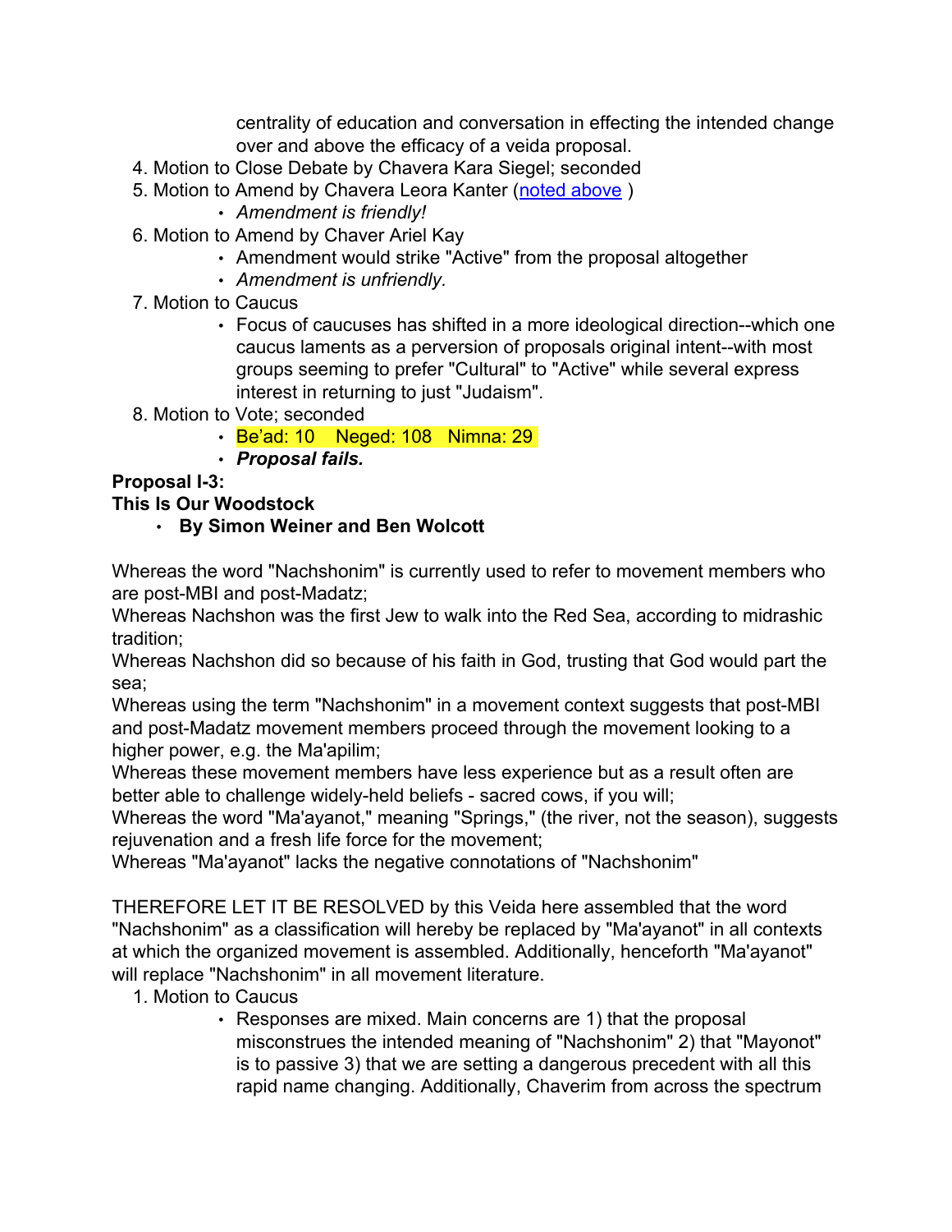centrality of education and conversation in effecting the intended change over and above the efficacy of a veida proposal.

4. Motion to Close Debate by Chavera Kara Siegel; seconded
5. Motion to Amend by Chavera Leora Kanter (noted above )
    - *Amendment is friendly!*
6. Motion to Amend by Chaver Ariel Kay
    - Amendment would strike "Active" from the proposal altogether
    - *Amendment is unfriendly.*
7. Motion to Caucus
    - Focus of caucuses has shifted in a more ideological direction--which one caucus laments as a perversion of proposals original intent--with most groups seeming to prefer "Cultural" to "Active" while several express interest in returning to just "Judaism".
8. Motion to Vote; seconded
    - Be'ad: 10    Neged: 108   Nimna: 29
    - ***Proposal fails.***

**Proposal I-3:**
**This Is Our Woodstock**

- **By Simon Weiner and Ben Wolcott**

Whereas the word "Nachshonim" is currently used to refer to movement members who are post-MBI and post-Madatz;
Whereas Nachshon was the first Jew to walk into the Red Sea, according to midrashic tradition;
Whereas Nachshon did so because of his faith in God, trusting that God would part the sea;
Whereas using the term "Nachshonim" in a movement context suggests that post-MBI and post-Madatz movement members proceed through the movement looking to a higher power, e.g. the Ma'apilim;
Whereas these movement members have less experience but as a result often are better able to challenge widely-held beliefs - sacred cows, if you will;
Whereas the word "Ma'ayanot," meaning "Springs," (the river, not the season), suggests rejuvenation and a fresh life force for the movement;
Whereas "Ma'ayanot" lacks the negative connotations of "Nachshonim"

THEREFORE LET IT BE RESOLVED by this Veida here assembled that the word "Nachshonim" as a classification will hereby be replaced by "Ma'ayanot" in all contexts at which the organized movement is assembled. Additionally, henceforth "Ma'ayanot" will replace "Nachshonim" in all movement literature.

1. Motion to Caucus
    - Responses are mixed. Main concerns are 1) that the proposal misconstrues the intended meaning of "Nachshonim" 2) that "Mayonot" is to passive 3) that we are setting a dangerous precedent with all this rapid name changing. Additionally, Chaverim from across the spectrum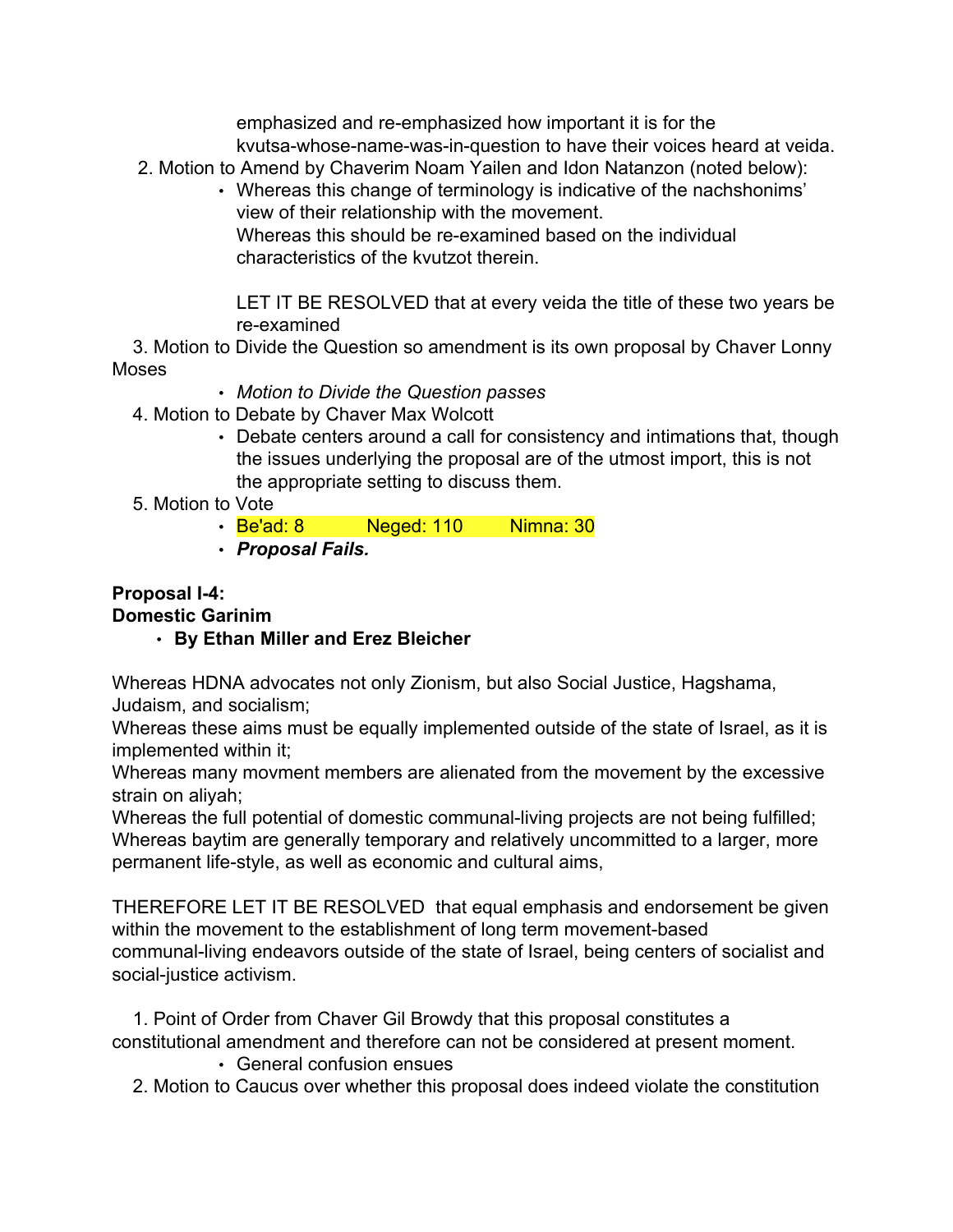emphasized and re-emphasized how important it is for the kvutsa-whose-name-was-in-question to have their voices heard at veida.

2. Motion to Amend by Chaverim Noam Yailen and Idon Natanzon (noted below):
    - Whereas this change of terminology is indicative of the nachshonims' view of their relationship with the movement.
      Whereas this should be re-examined based on the individual characteristics of the kvutzot therein.

      LET IT BE RESOLVED that at every veida the title of these two years be re-examined
3. Motion to Divide the Question so amendment is its own proposal by Chaver Lonny Moses
    - *Motion to Divide the Question passes*
4. Motion to Debate by Chaver Max Wolcott
    - Debate centers around a call for consistency and intimations that, though the issues underlying the proposal are of the utmost import, this is not the appropriate setting to discuss them.
5. Motion to Vote
    - Be'ad: 8  Neged: 110  Nimna: 30
    - ***Proposal Fails.***

**Proposal I-4:**
**Domestic Garinim**

- **By Ethan Miller and Erez Bleicher**

Whereas HDNA advocates not only Zionism, but also Social Justice, Hagshama, Judaism, and socialism;
Whereas these aims must be equally implemented outside of the state of Israel, as it is implemented within it;
Whereas many movment members are alienated from the movement by the excessive strain on aliyah;
Whereas the full potential of domestic communal-living projects are not being fulfilled;
Whereas baytim are generally temporary and relatively uncommitted to a larger, more permanent life-style, as well as economic and cultural aims,

THEREFORE LET IT BE RESOLVED that equal emphasis and endorsement be given within the movement to the establishment of long term movement-based communal-living endeavors outside of the state of Israel, being centers of socialist and social-justice activism.

1. Point of Order from Chaver Gil Browdy that this proposal constitutes a constitutional amendment and therefore can not be considered at present moment.
    - General confusion ensues
2. Motion to Caucus over whether this proposal does indeed violate the constitution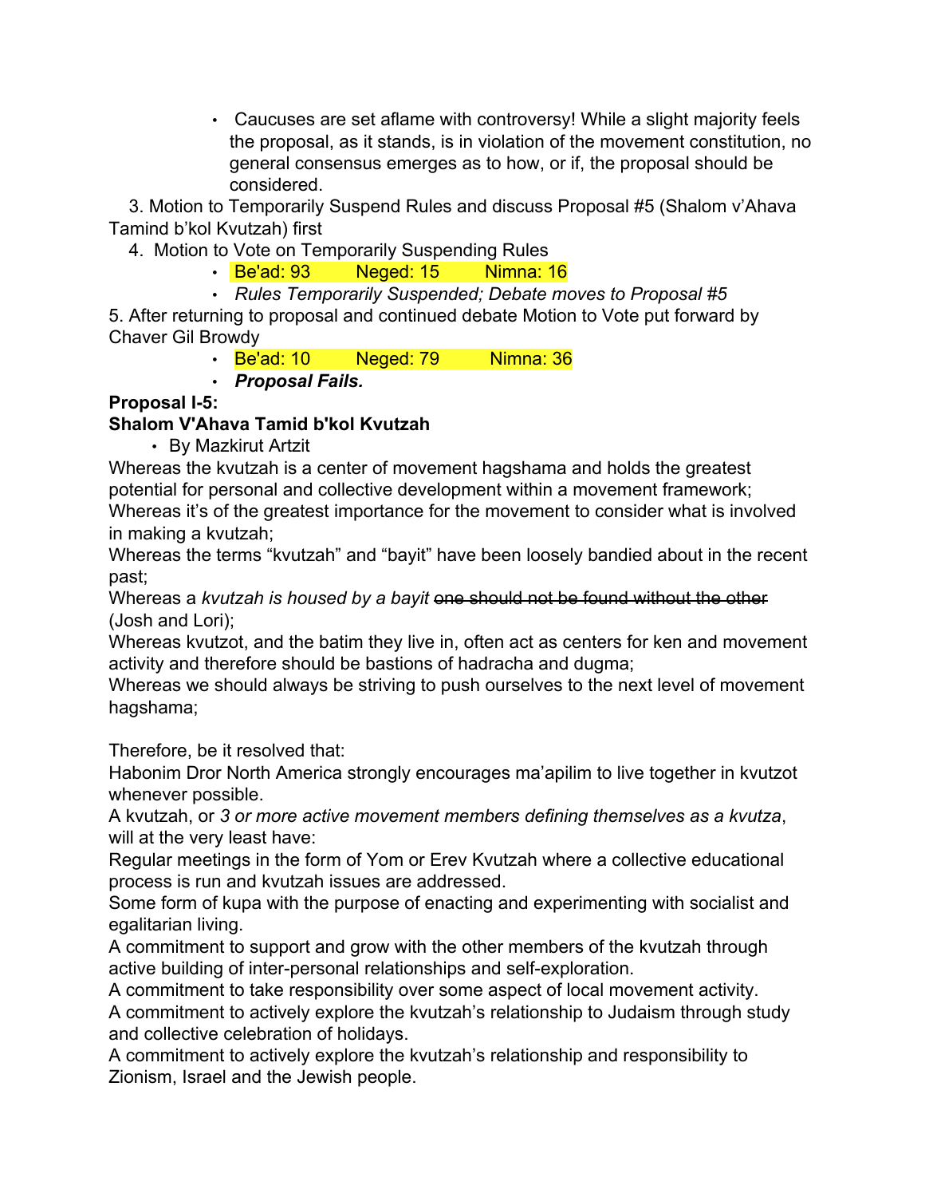- Caucuses are set aflame with controversy! While a slight majority feels the proposal, as it stands, is in violation of the movement constitution, no general consensus emerges as to how, or if, the proposal should be considered.

3. Motion to Temporarily Suspend Rules and discuss Proposal #5 (Shalom v'Ahava Tamind b'kol Kvutzah) first
4. Motion to Vote on Temporarily Suspending Rules
   - Be'ad: 93 Neged: 15 Nimna: 16
   - *Rules Temporarily Suspended; Debate moves to Proposal #5*
5. After returning to proposal and continued debate Motion to Vote put forward by Chaver Gil Browdy
   - Be'ad: 10 Neged: 79 Nimna: 36
   - ***Proposal Fails.***

**Proposal I-5:**
**Shalom V'Ahava Tamid b'kol Kvutzah**

- By Mazkirut Artzit

Whereas the kvutzah is a center of movement hagshama and holds the greatest potential for personal and collective development within a movement framework;
Whereas it's of the greatest importance for the movement to consider what is involved in making a kvutzah;
Whereas the terms "kvutzah" and "bayit" have been loosely bandied about in the recent past;
Whereas a *kvutzah is housed by a bayit* ~~one should not be found without the other~~ (Josh and Lori);
Whereas kvutzot, and the batim they live in, often act as centers for ken and movement activity and therefore should be bastions of hadracha and dugma;
Whereas we should always be striving to push ourselves to the next level of movement hagshama;

Therefore, be it resolved that:
Habonim Dror North America strongly encourages ma'apilim to live together in kvutzot whenever possible.
A kvutzah, or *3 or more active movement members defining themselves as a kvutza*, will at the very least have:
Regular meetings in the form of Yom or Erev Kvutzah where a collective educational process is run and kvutzah issues are addressed.
Some form of kupa with the purpose of enacting and experimenting with socialist and egalitarian living.
A commitment to support and grow with the other members of the kvutzah through active building of inter-personal relationships and self-exploration.
A commitment to take responsibility over some aspect of local movement activity.
A commitment to actively explore the kvutzah's relationship to Judaism through study and collective celebration of holidays.
A commitment to actively explore the kvutzah's relationship and responsibility to Zionism, Israel and the Jewish people.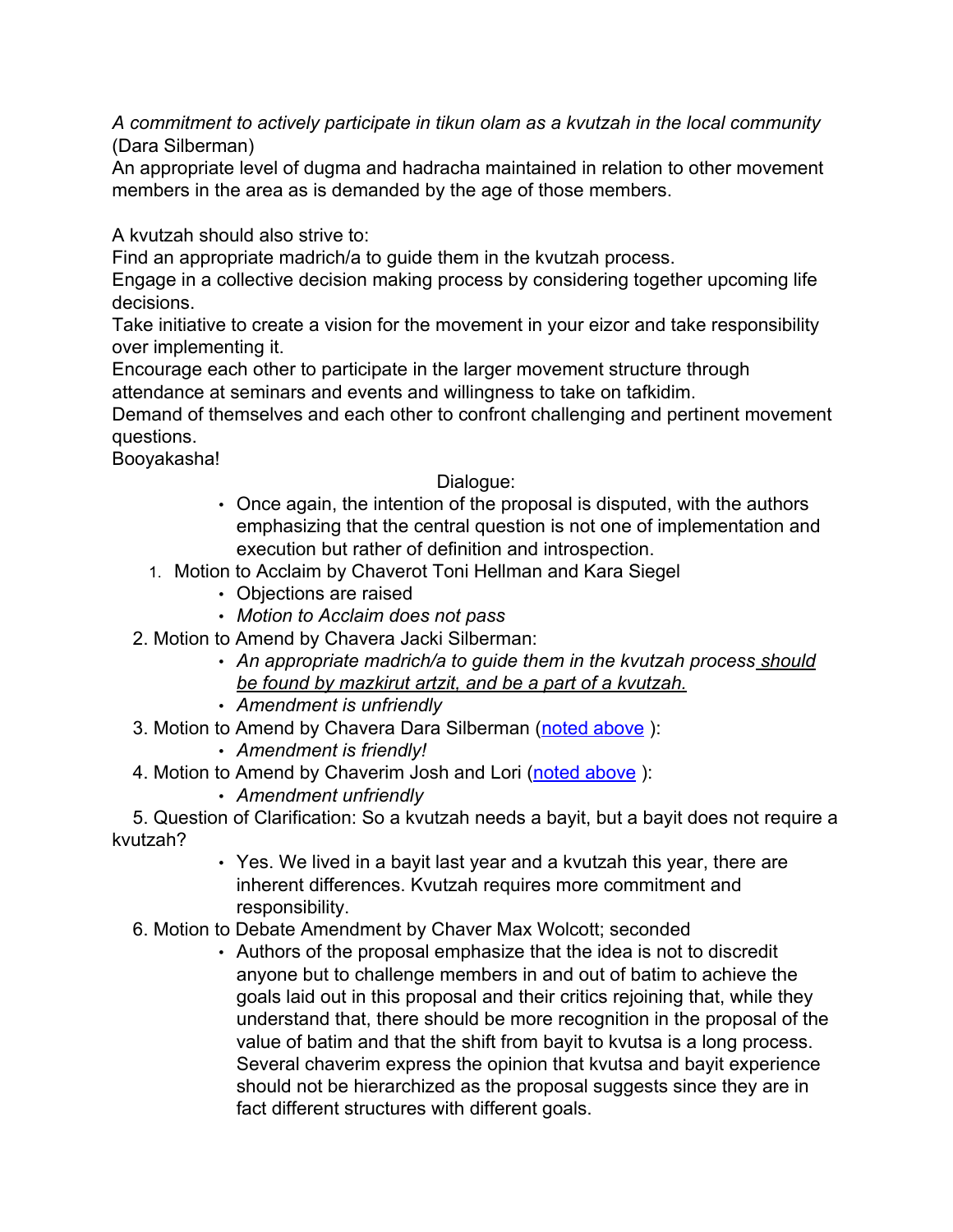*A commitment to actively participate in tikun olam as a kvutzah in the local community* (Dara Silberman)
An appropriate level of dugma and hadracha maintained in relation to other movement members in the area as is demanded by the age of those members.

A kvutzah should also strive to:
Find an appropriate madrich/a to guide them in the kvutzah process.
Engage in a collective decision making process by considering together upcoming life decisions.
Take initiative to create a vision for the movement in your eizor and take responsibility over implementing it.
Encourage each other to participate in the larger movement structure through attendance at seminars and events and willingness to take on tafkidim.
Demand of themselves and each other to confront challenging and pertinent movement questions.
Booyakasha!

Dialogue:

- Once again, the intention of the proposal is disputed, with the authors emphasizing that the central question is not one of implementation and execution but rather of definition and introspection.

1. Motion to Acclaim by Chaverot Toni Hellman and Kara Siegel
   - Objections are raised
   - *Motion to Acclaim does not pass*
2. Motion to Amend by Chavera Jacki Silberman:
   - *An appropriate madrich/a to guide them in the kvutzah process <u>should be found by mazkirut artzit, and be a part of a kvutzah.</u>*
   - *Amendment is unfriendly*
3. Motion to Amend by Chavera Dara Silberman (noted above ):
   - *Amendment is friendly!*
4. Motion to Amend by Chaverim Josh and Lori (noted above ):
   - *Amendment unfriendly*
5. Question of Clarification: So a kvutzah needs a bayit, but a bayit does not require a kvutzah?
   - Yes. We lived in a bayit last year and a kvutzah this year, there are inherent differences. Kvutzah requires more commitment and responsibility.
6. Motion to Debate Amendment by Chaver Max Wolcott; seconded
   - Authors of the proposal emphasize that the idea is not to discredit anyone but to challenge members in and out of batim to achieve the goals laid out in this proposal and their critics rejoining that, while they understand that, there should be more recognition in the proposal of the value of batim and that the shift from bayit to kvutsa is a long process. Several chaverim express the opinion that kvutsa and bayit experience should not be hierarchized as the proposal suggests since they are in fact different structures with different goals.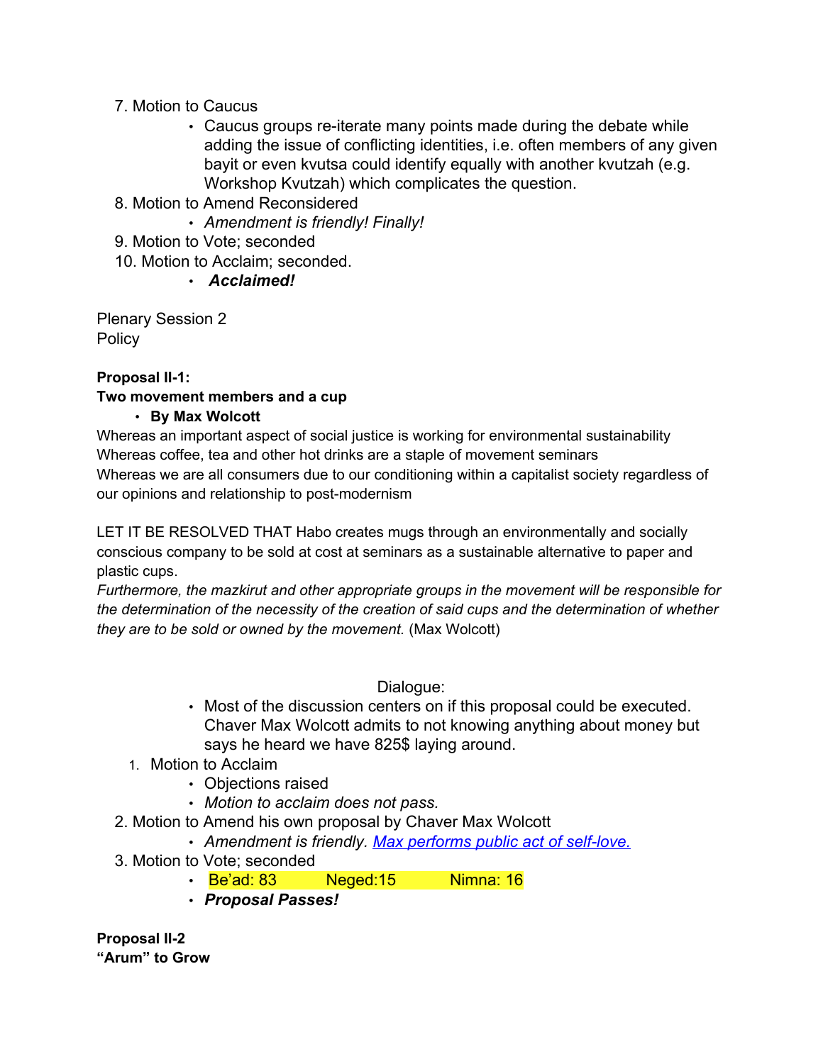7. Motion to Caucus
    - Caucus groups re-iterate many points made during the debate while adding the issue of conflicting identities, i.e. often members of any given bayit or even kvutsa could identify equally with another kvutzah (e.g. Workshop Kvutzah) which complicates the question.
8. Motion to Amend Reconsidered
    - *Amendment is friendly! Finally!*
9. Motion to Vote; seconded
10. Motion to Acclaim; seconded.
    - ***Acclaimed!***

Plenary Session 2
Policy

**Proposal II-1:**
**Two movement members and a cup**

- **By Max Wolcott**

Whereas an important aspect of social justice is working for environmental sustainability
Whereas coffee, tea and other hot drinks are a staple of movement seminars
Whereas we are all consumers due to our conditioning within a capitalist society regardless of our opinions and relationship to post-modernism

LET IT BE RESOLVED THAT Habo creates mugs through an environmentally and socially conscious company to be sold at cost at seminars as a sustainable alternative to paper and plastic cups.
*Furthermore, the mazkirut and other appropriate groups in the movement will be responsible for the determination of the necessity of the creation of said cups and the determination of whether they are to be sold or owned by the movement.* (Max Wolcott)

Dialogue:

- Most of the discussion centers on if this proposal could be executed. Chaver Max Wolcott admits to not knowing anything about money but says he heard we have 825$ laying around.

1. Motion to Acclaim
    - Objections raised
    - *Motion to acclaim does not pass.*
2. Motion to Amend his own proposal by Chaver Max Wolcott
    - *Amendment is friendly.* *[Max performs public act of self-love.]*
3. Motion to Vote; seconded
    - Be'ad: 83 Neged:15 Nimna: 16
    - ***Proposal Passes!***

**Proposal II-2**
**"Arum" to Grow**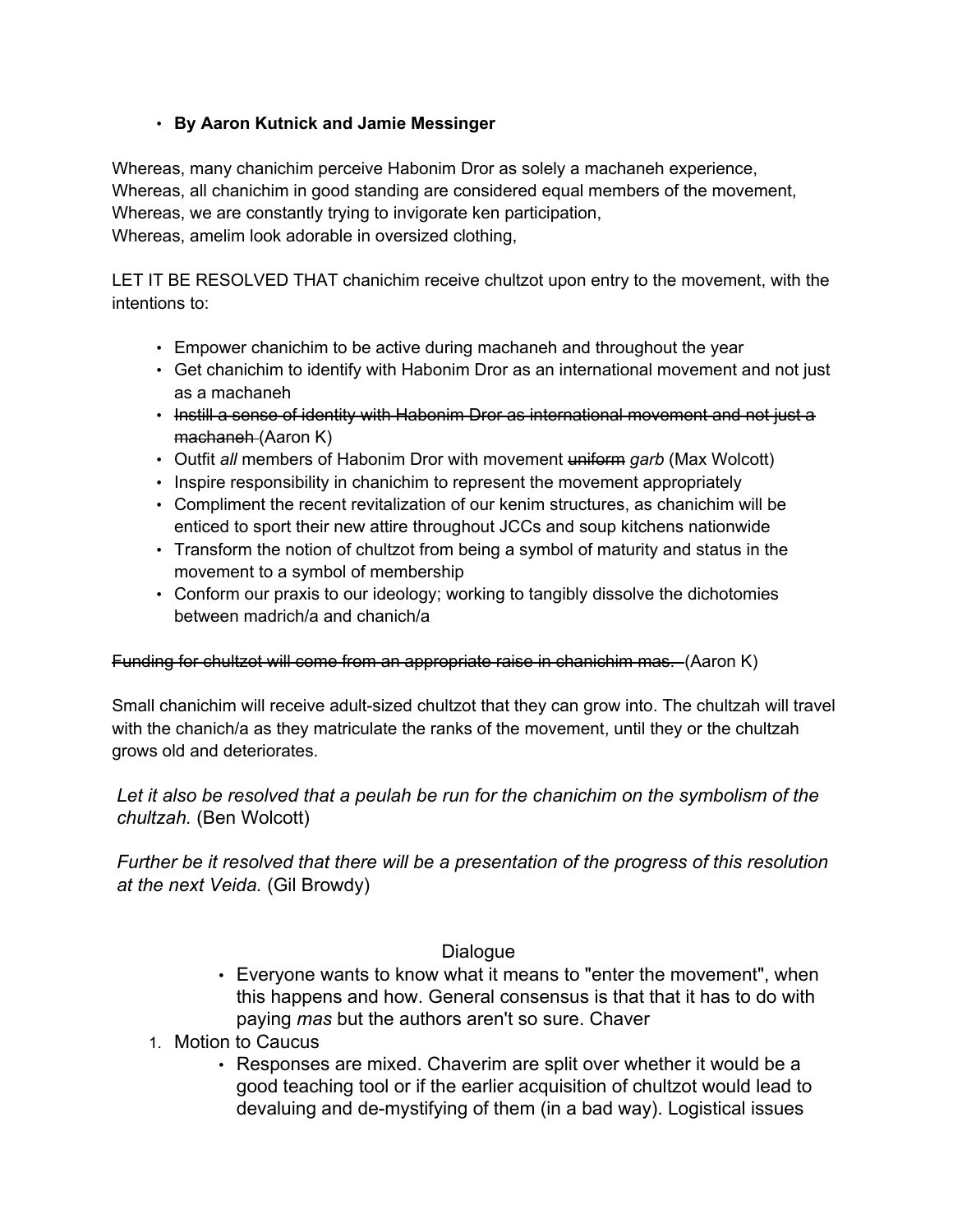- **By Aaron Kutnick and Jamie Messinger**

Whereas, many chanichim perceive Habonim Dror as solely a machaneh experience,
Whereas, all chanichim in good standing are considered equal members of the movement,
Whereas, we are constantly trying to invigorate ken participation,
Whereas, amelim look adorable in oversized clothing,

LET IT BE RESOLVED THAT chanichim receive chultzot upon entry to the movement, with the intentions to:

- Empower chanichim to be active during machaneh and throughout the year
- Get chanichim to identify with Habonim Dror as an international movement and not just as a machaneh
- ~~Instill a sense of identity with Habonim Dror as international movement and not just a machaneh~~ (Aaron K)
- Outfit *all* members of Habonim Dror with movement ~~uniform~~ *garb* (Max Wolcott)
- Inspire responsibility in chanichim to represent the movement appropriately
- Compliment the recent revitalization of our kenim structures, as chanichim will be enticed to sport their new attire throughout JCCs and soup kitchens nationwide
- Transform the notion of chultzot from being a symbol of maturity and status in the movement to a symbol of membership
- Conform our praxis to our ideology; working to tangibly dissolve the dichotomies between madrich/a and chanich/a

~~Funding for chultzot will come from an appropriate raise in chanichim mas.~~ (Aaron K)

Small chanichim will receive adult-sized chultzot that they can grow into. The chultzah will travel with the chanich/a as they matriculate the ranks of the movement, until they or the chultzah grows old and deteriorates.

*Let it also be resolved that a peulah be run for the chanichim on the symbolism of the chultzah.* (Ben Wolcott)

*Further be it resolved that there will be a presentation of the progress of this resolution at the next Veida.* (Gil Browdy)

Dialogue

- Everyone wants to know what it means to "enter the movement", when this happens and how. General consensus is that that it has to do with paying *mas* but the authors aren't so sure. Chaver

1. Motion to Caucus
   - Responses are mixed. Chaverim are split over whether it would be a good teaching tool or if the earlier acquisition of chultzot would lead to devaluing and de-mystifying of them (in a bad way). Logistical issues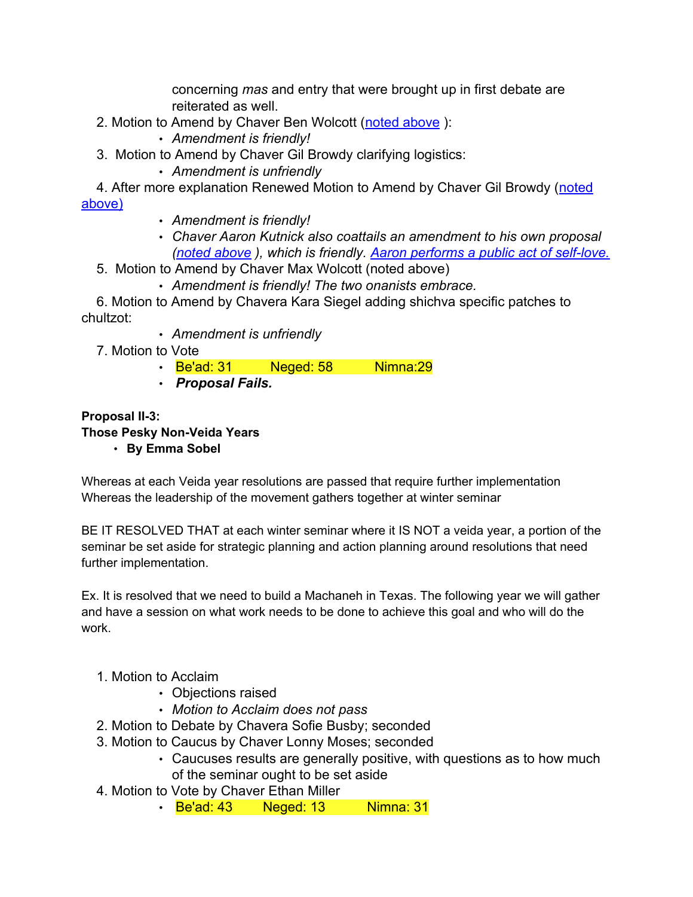concerning *mas* and entry that were brought up in first debate are reiterated as well.

2. Motion to Amend by Chaver Ben Wolcott (noted above ):
   - *Amendment is friendly!*
3. Motion to Amend by Chaver Gil Browdy clarifying logistics:
   - *Amendment is unfriendly*
4. After more explanation Renewed Motion to Amend by Chaver Gil Browdy (noted above)
   - *Amendment is friendly!*
   - *Chaver Aaron Kutnick also coattails an amendment to his own proposal (noted above ), which is friendly. Aaron performs a public act of self-love.*
5. Motion to Amend by Chaver Max Wolcott (noted above)
   - *Amendment is friendly! The two onanists embrace.*
6. Motion to Amend by Chavera Kara Siegel adding shichva specific patches to chultzot:
   - *Amendment is unfriendly*
7. Motion to Vote
   - Be'ad: 31 Neged: 58 Nimna:29
   - ***Proposal Fails.***

**Proposal II-3:**
**Those Pesky Non-Veida Years**

- **By Emma Sobel**

Whereas at each Veida year resolutions are passed that require further implementation
Whereas the leadership of the movement gathers together at winter seminar

BE IT RESOLVED THAT at each winter seminar where it IS NOT a veida year, a portion of the seminar be set aside for strategic planning and action planning around resolutions that need further implementation.

Ex. It is resolved that we need to build a Machaneh in Texas. The following year we will gather and have a session on what work needs to be done to achieve this goal and who will do the work.

1. Motion to Acclaim
   - Objections raised
   - *Motion to Acclaim does not pass*
2. Motion to Debate by Chavera Sofie Busby; seconded
3. Motion to Caucus by Chaver Lonny Moses; seconded
   - Caucuses results are generally positive, with questions as to how much of the seminar ought to be set aside
4. Motion to Vote by Chaver Ethan Miller
   - Be'ad: 43 Neged: 13 Nimna: 31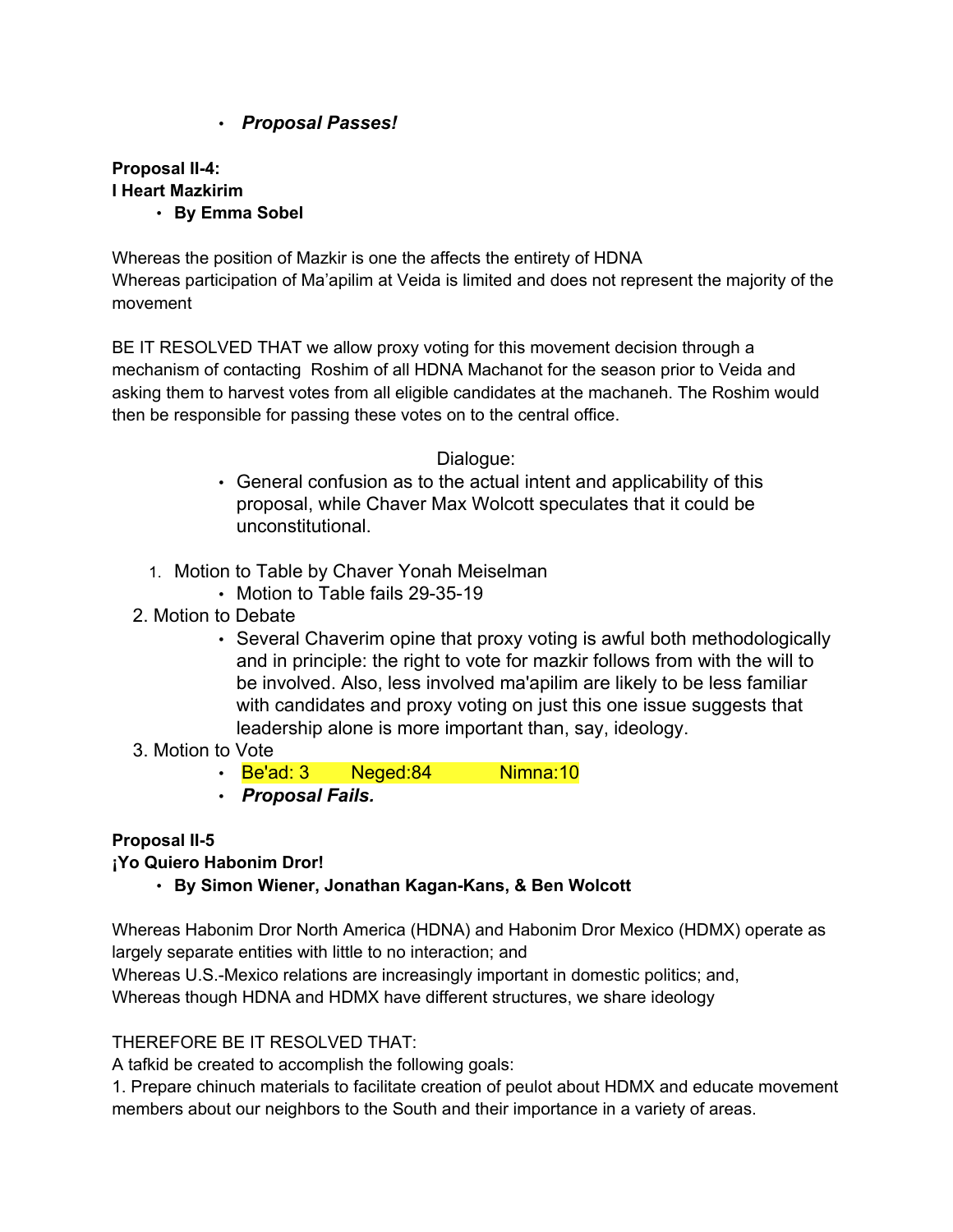- ***Proposal Passes!***

**Proposal II-4:**
**I Heart Mazkirim**
- **By Emma Sobel**

Whereas the position of Mazkir is one the affects the entirety of HDNA
Whereas participation of Ma'apilim at Veida is limited and does not represent the majority of the movement

BE IT RESOLVED THAT we allow proxy voting for this movement decision through a mechanism of contacting Roshim of all HDNA Machanot for the season prior to Veida and asking them to harvest votes from all eligible candidates at the machaneh. The Roshim would then be responsible for passing these votes on to the central office.

Dialogue:

- General confusion as to the actual intent and applicability of this proposal, while Chaver Max Wolcott speculates that it could be unconstitutional.

1. Motion to Table by Chaver Yonah Meiselman
   - Motion to Table fails 29-35-19
2. Motion to Debate
   - Several Chaverim opine that proxy voting is awful both methodologically and in principle: the right to vote for mazkir follows from with the will to be involved. Also, less involved ma'apilim are likely to be less familiar with candidates and proxy voting on just this one issue suggests that leadership alone is more important than, say, ideology.
3. Motion to Vote
   - Be'ad: 3 Neged:84 Nimna:10
   - ***Proposal Fails.***

**Proposal II-5**
**¡Yo Quiero Habonim Dror!**
- **By Simon Wiener, Jonathan Kagan-Kans, & Ben Wolcott**

Whereas Habonim Dror North America (HDNA) and Habonim Dror Mexico (HDMX) operate as largely separate entities with little to no interaction; and
Whereas U.S.-Mexico relations are increasingly important in domestic politics; and,
Whereas though HDNA and HDMX have different structures, we share ideology

THEREFORE BE IT RESOLVED THAT:
A tafkid be created to accomplish the following goals:
1. Prepare chinuch materials to facilitate creation of peulot about HDMX and educate movement members about our neighbors to the South and their importance in a variety of areas.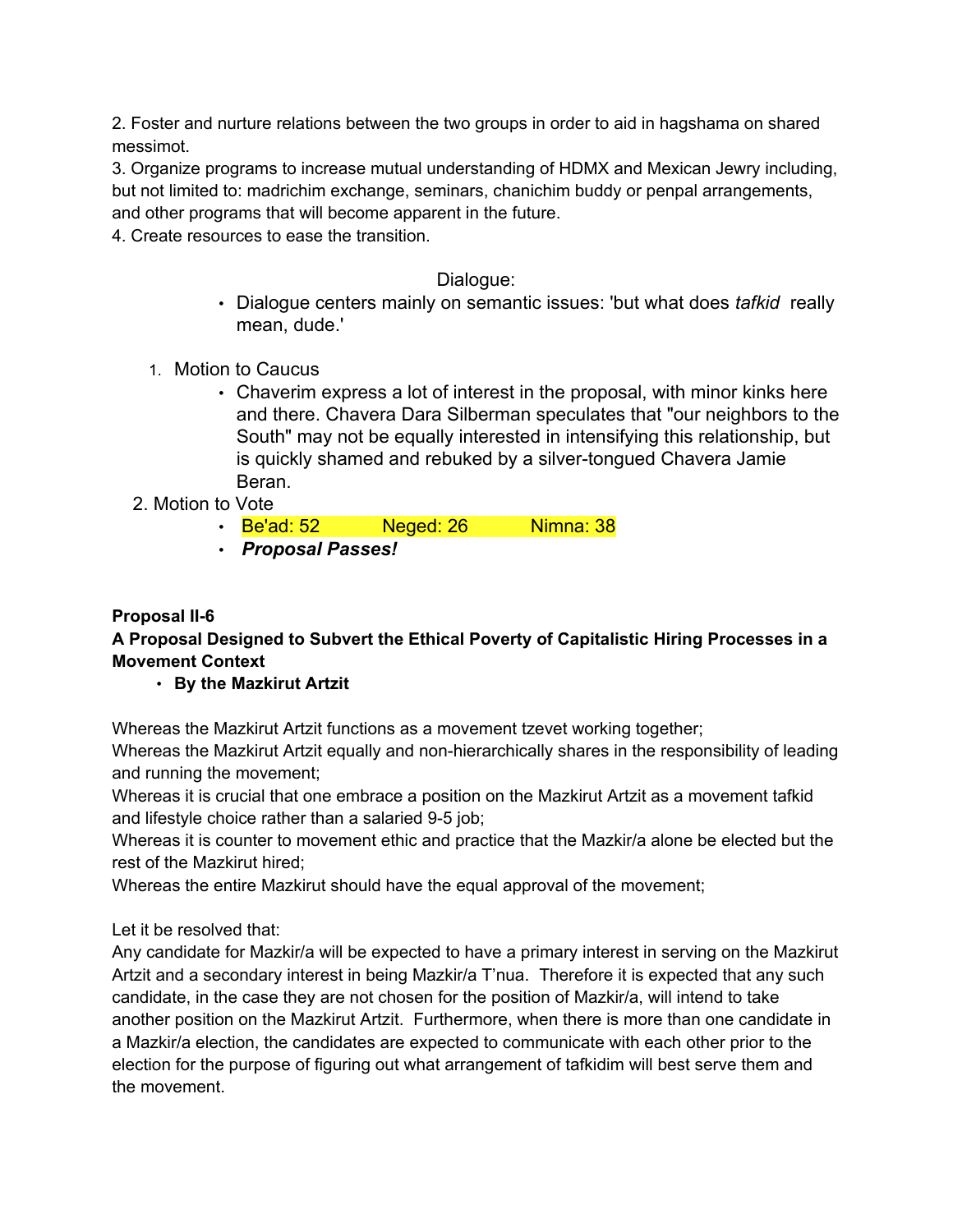2. Foster and nurture relations between the two groups in order to aid in hagshama on shared messimot.
3. Organize programs to increase mutual understanding of HDMX and Mexican Jewry including, but not limited to: madrichim exchange, seminars, chanichim buddy or penpal arrangements, and other programs that will become apparent in the future.
4. Create resources to ease the transition.

Dialogue:

- Dialogue centers mainly on semantic issues: 'but what does *tafkid* really mean, dude.'

1. Motion to Caucus
    - Chaverim express a lot of interest in the proposal, with minor kinks here and there. Chavera Dara Silberman speculates that "our neighbors to the South" may not be equally interested in intensifying this relationship, but is quickly shamed and rebuked by a silver-tongued Chavera Jamie Beran.
2. Motion to Vote
    - Be'ad: 52 Neged: 26 Nimna: 38
    - ***Proposal Passes!***

**Proposal II-6**
**A Proposal Designed to Subvert the Ethical Poverty of Capitalistic Hiring Processes in a Movement Context**

- **By the Mazkirut Artzit**

Whereas the Mazkirut Artzit functions as a movement tzevet working together;
Whereas the Mazkirut Artzit equally and non-hierarchically shares in the responsibility of leading and running the movement;
Whereas it is crucial that one embrace a position on the Mazkirut Artzit as a movement tafkid and lifestyle choice rather than a salaried 9-5 job;
Whereas it is counter to movement ethic and practice that the Mazkir/a alone be elected but the rest of the Mazkirut hired;
Whereas the entire Mazkirut should have the equal approval of the movement;

Let it be resolved that:
Any candidate for Mazkir/a will be expected to have a primary interest in serving on the Mazkirut Artzit and a secondary interest in being Mazkir/a T'nua. Therefore it is expected that any such candidate, in the case they are not chosen for the position of Mazkir/a, will intend to take another position on the Mazkirut Artzit. Furthermore, when there is more than one candidate in a Mazkir/a election, the candidates are expected to communicate with each other prior to the election for the purpose of figuring out what arrangement of tafkidim will best serve them and the movement.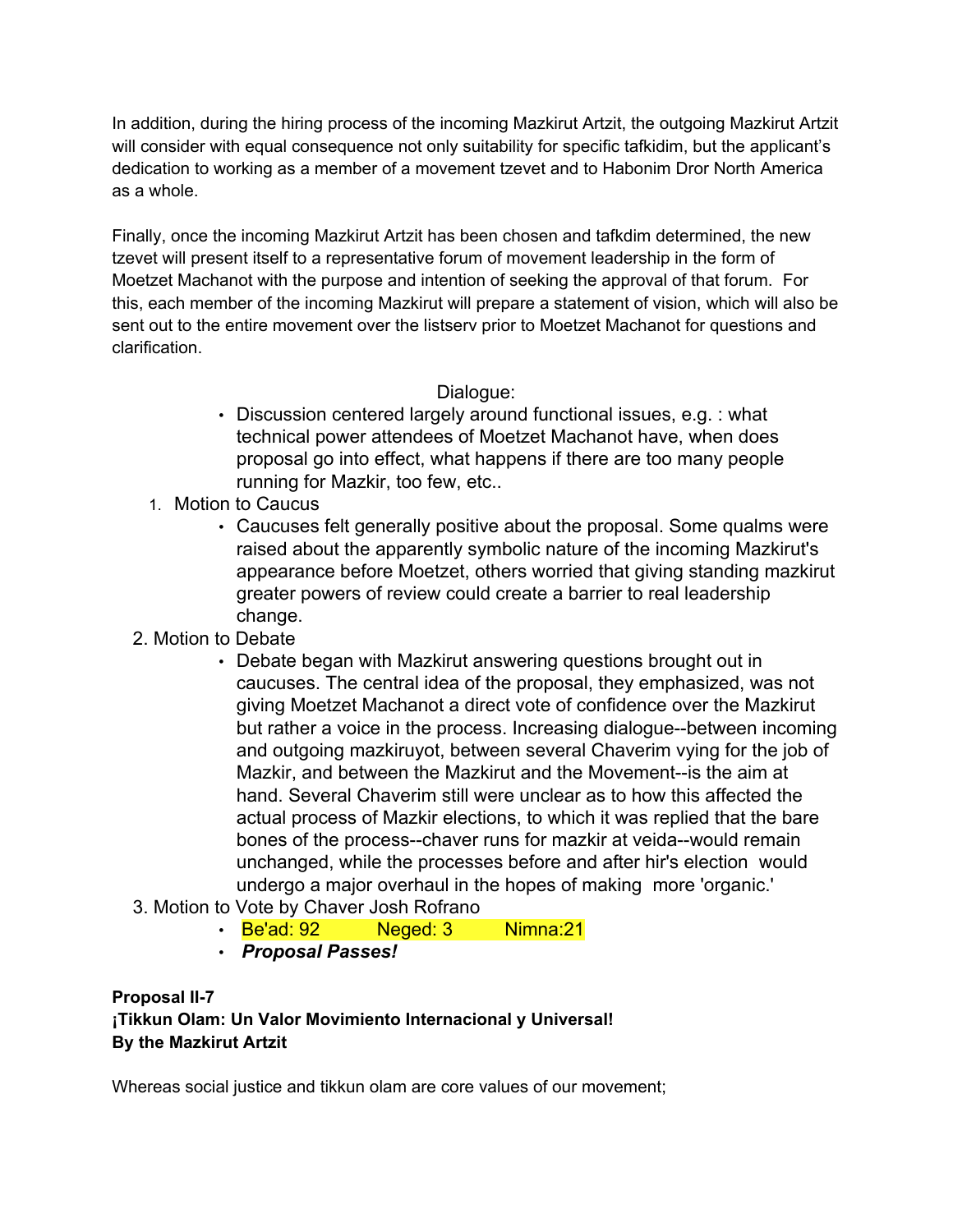In addition, during the hiring process of the incoming Mazkirut Artzit, the outgoing Mazkirut Artzit will consider with equal consequence not only suitability for specific tafkidim, but the applicant's dedication to working as a member of a movement tzevet and to Habonim Dror North America as a whole.

Finally, once the incoming Mazkirut Artzit has been chosen and tafkdim determined, the new tzevet will present itself to a representative forum of movement leadership in the form of Moetzet Machanot with the purpose and intention of seeking the approval of that forum. For this, each member of the incoming Mazkirut will prepare a statement of vision, which will also be sent out to the entire movement over the listserv prior to Moetzet Machanot for questions and clarification.

Dialogue:

- Discussion centered largely around functional issues, e.g. : what technical power attendees of Moetzet Machanot have, when does proposal go into effect, what happens if there are too many people running for Mazkir, too few, etc..

1. Motion to Caucus
   - Caucuses felt generally positive about the proposal. Some qualms were raised about the apparently symbolic nature of the incoming Mazkirut's appearance before Moetzet, others worried that giving standing mazkirut greater powers of review could create a barrier to real leadership change.
2. Motion to Debate
   - Debate began with Mazkirut answering questions brought out in caucuses. The central idea of the proposal, they emphasized, was not giving Moetzet Machanot a direct vote of confidence over the Mazkirut but rather a voice in the process. Increasing dialogue--between incoming and outgoing mazkiruyot, between several Chaverim vying for the job of Mazkir, and between the Mazkirut and the Movement--is the aim at hand. Several Chaverim still were unclear as to how this affected the actual process of Mazkir elections, to which it was replied that the bare bones of the process--chaver runs for mazkir at veida--would remain unchanged, while the processes before and after hir's election would undergo a major overhaul in the hopes of making more 'organic.'
3. Motion to Vote by Chaver Josh Rofrano
   - Be'ad: 92 Neged: 3 Nimna:21
   - ***Proposal Passes!***

**Proposal II-7**
**¡Tikkun Olam: Un Valor Movimiento Internacional y Universal!**
**By the Mazkirut Artzit**

Whereas social justice and tikkun olam are core values of our movement;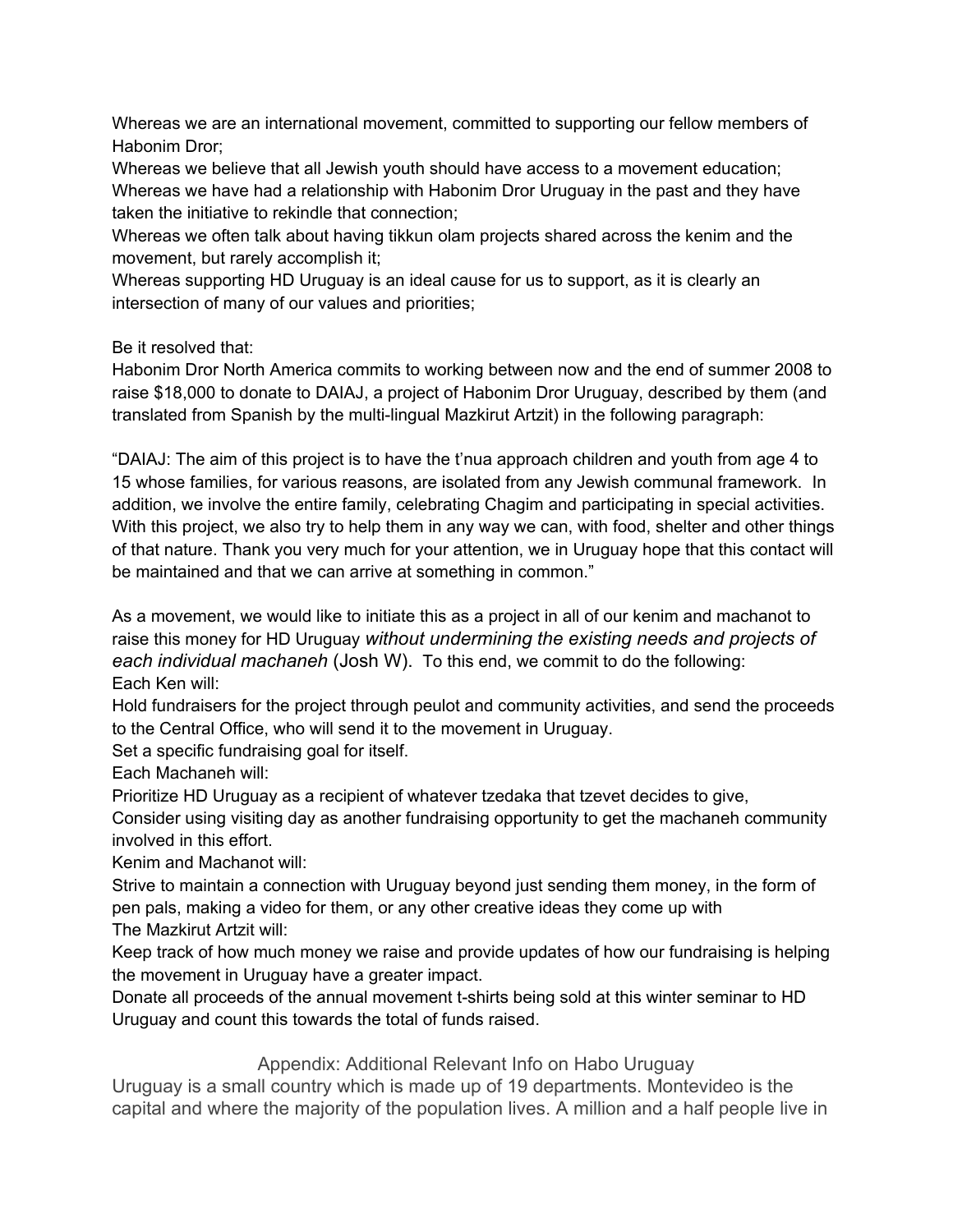Whereas we are an international movement, committed to supporting our fellow members of Habonim Dror;

Whereas we believe that all Jewish youth should have access to a movement education;

Whereas we have had a relationship with Habonim Dror Uruguay in the past and they have taken the initiative to rekindle that connection;

Whereas we often talk about having tikkun olam projects shared across the kenim and the movement, but rarely accomplish it;

Whereas supporting HD Uruguay is an ideal cause for us to support, as it is clearly an intersection of many of our values and priorities;

Be it resolved that:

Habonim Dror North America commits to working between now and the end of summer 2008 to raise $18,000 to donate to DAIAJ, a project of Habonim Dror Uruguay, described by them (and translated from Spanish by the multi-lingual Mazkirut Artzit) in the following paragraph:

"DAIAJ: The aim of this project is to have the t'nua approach children and youth from age 4 to 15 whose families, for various reasons, are isolated from any Jewish communal framework. In addition, we involve the entire family, celebrating Chagim and participating in special activities. With this project, we also try to help them in any way we can, with food, shelter and other things of that nature. Thank you very much for your attention, we in Uruguay hope that this contact will be maintained and that we can arrive at something in common."

As a movement, we would like to initiate this as a project in all of our kenim and machanot to raise this money for HD Uruguay *without undermining the existing needs and projects of each individual machaneh* (Josh W). To this end, we commit to do the following:

Each Ken will:

Hold fundraisers for the project through peulot and community activities, and send the proceeds to the Central Office, who will send it to the movement in Uruguay.

Set a specific fundraising goal for itself.

Each Machaneh will:

Prioritize HD Uruguay as a recipient of whatever tzedaka that tzevet decides to give,

Consider using visiting day as another fundraising opportunity to get the machaneh community involved in this effort.

Kenim and Machanot will:

Strive to maintain a connection with Uruguay beyond just sending them money, in the form of pen pals, making a video for them, or any other creative ideas they come up with

The Mazkirut Artzit will:

Keep track of how much money we raise and provide updates of how our fundraising is helping the movement in Uruguay have a greater impact.

Donate all proceeds of the annual movement t-shirts being sold at this winter seminar to HD Uruguay and count this towards the total of funds raised.

## Appendix: Additional Relevant Info on Habo Uruguay

Uruguay is a small country which is made up of 19 departments. Montevideo is the capital and where the majority of the population lives. A million and a half people live in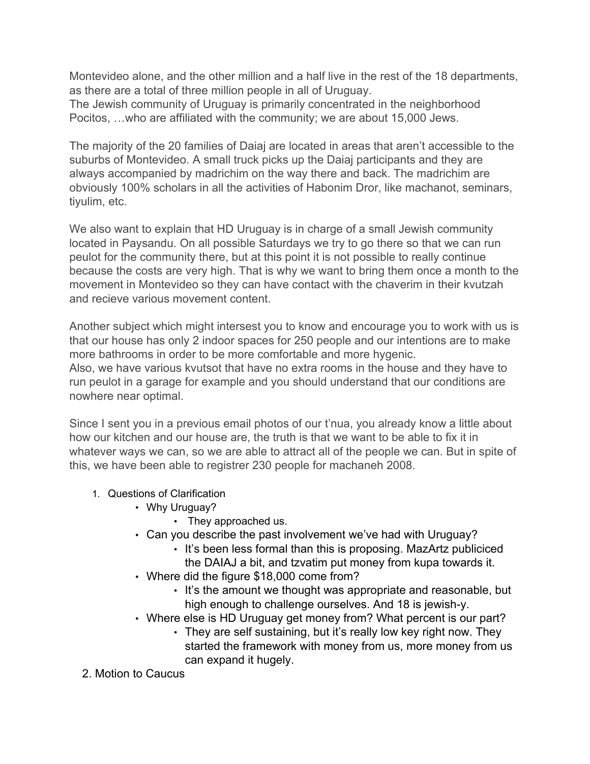Montevideo alone, and the other million and a half live in the rest of the 18 departments, as there are a total of three million people in all of Uruguay.
The Jewish community of Uruguay is primarily concentrated in the neighborhood Pocitos, …who are affiliated with the community; we are about 15,000 Jews.

The majority of the 20 families of Daiaj are located in areas that aren't accessible to the suburbs of Montevideo. A small truck picks up the Daiaj participants and they are always accompanied by madrichim on the way there and back. The madrichim are obviously 100% scholars in all the activities of Habonim Dror, like machanot, seminars, tiyulim, etc.

We also want to explain that HD Uruguay is in charge of a small Jewish community located in Paysandu. On all possible Saturdays we try to go there so that we can run peulot for the community there, but at this point it is not possible to really continue because the costs are very high. That is why we want to bring them once a month to the movement in Montevideo so they can have contact with the chaverim in their kvutzah and recieve various movement content.

Another subject which might intersest you to know and encourage you to work with us is that our house has only 2 indoor spaces for 250 people and our intentions are to make more bathrooms in order to be more comfortable and more hygenic.
Also, we have various kvutsot that have no extra rooms in the house and they have to run peulot in a garage for example and you should understand that our conditions are nowhere near optimal.

Since I sent you in a previous email photos of our t'nua, you already know a little about how our kitchen and our house are, the truth is that we want to be able to fix it in whatever ways we can, so we are able to attract all of the people we can. But in spite of this, we have been able to registrer 230 people for machaneh 2008.

1. Questions of Clarification
    - Why Uruguay?
        - They approached us.
    - Can you describe the past involvement we've had with Uruguay?
        - It's been less formal than this is proposing. MazArtz publiciced the DAIAJ a bit, and tzvatim put money from kupa towards it.
    - Where did the figure $18,000 come from?
        - It's the amount we thought was appropriate and reasonable, but high enough to challenge ourselves. And 18 is jewish-y.
    - Where else is HD Uruguay get money from? What percent is our part?
        - They are self sustaining, but it's really low key right now. They started the framework with money from us, more money from us can expand it hugely.
2. Motion to Caucus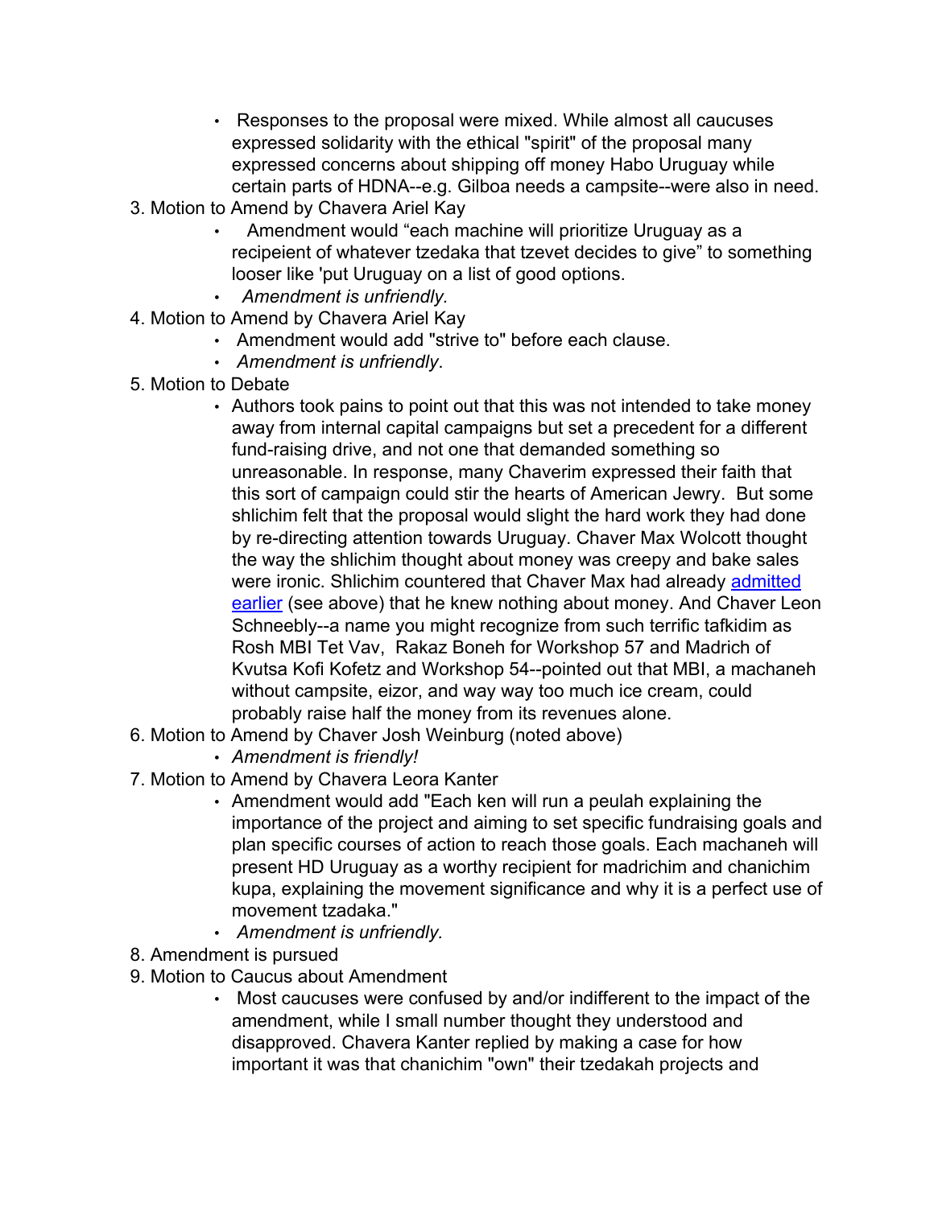- Responses to the proposal were mixed. While almost all caucuses expressed solidarity with the ethical "spirit" of the proposal many expressed concerns about shipping off money Habo Uruguay while certain parts of HDNA--e.g. Gilboa needs a campsite--were also in need.

3. Motion to Amend by Chavera Ariel Kay
   - Amendment would "each machine will prioritize Uruguay as a recipeient of whatever tzedaka that tzevet decides to give" to something looser like 'put Uruguay on a list of good options.
   - *Amendment is unfriendly.*
4. Motion to Amend by Chavera Ariel Kay
   - Amendment would add "strive to" before each clause.
   - *Amendment is unfriendly*.
5. Motion to Debate
   - Authors took pains to point out that this was not intended to take money away from internal capital campaigns but set a precedent for a different fund-raising drive, and not one that demanded something so unreasonable. In response, many Chaverim expressed their faith that this sort of campaign could stir the hearts of American Jewry. But some shlichim felt that the proposal would slight the hard work they had done by re-directing attention towards Uruguay. Chaver Max Wolcott thought the way the shlichim thought about money was creepy and bake sales were ironic. Shlichim countered that Chaver Max had already [admitted earlier]() (see above) that he knew nothing about money. And Chaver Leon Schneebly--a name you might recognize from such terrific tafkidim as Rosh MBI Tet Vav, Rakaz Boneh for Workshop 57 and Madrich of Kvutsa Kofi Kofetz and Workshop 54--pointed out that MBI, a machaneh without campsite, eizor, and way way too much ice cream, could probably raise half the money from its revenues alone.
6. Motion to Amend by Chaver Josh Weinburg (noted above)
   - *Amendment is friendly!*
7. Motion to Amend by Chavera Leora Kanter
   - Amendment would add "Each ken will run a peulah explaining the importance of the project and aiming to set specific fundraising goals and plan specific courses of action to reach those goals. Each machaneh will present HD Uruguay as a worthy recipient for madrichim and chanichim kupa, explaining the movement significance and why it is a perfect use of movement tzadaka."
   - *Amendment is unfriendly.*
8. Amendment is pursued
9. Motion to Caucus about Amendment
   - Most caucuses were confused by and/or indifferent to the impact of the amendment, while I small number thought they understood and disapproved. Chavera Kanter replied by making a case for how important it was that chanichim "own" their tzedakah projects and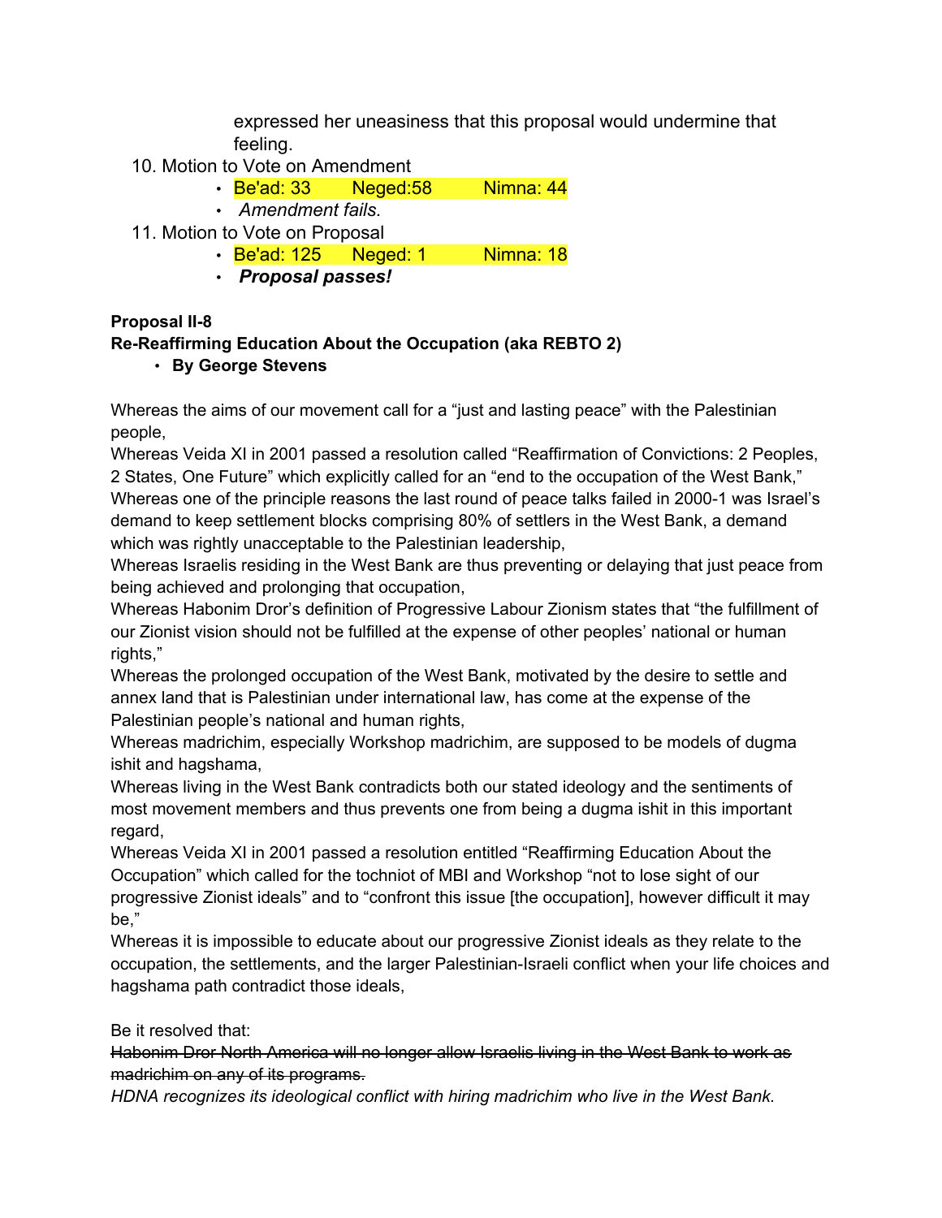expressed her uneasiness that this proposal would undermine that feeling.

10. Motion to Vote on Amendment
    - Be'ad: 33 Neged:58 Nimna: 44
    - *Amendment fails.*
11. Motion to Vote on Proposal
    - Be'ad: 125 Neged: 1 Nimna: 18
    - ***Proposal passes!***

**Proposal II-8**
**Re-Reaffirming Education About the Occupation (aka REBTO 2)**

- **By George Stevens**

Whereas the aims of our movement call for a "just and lasting peace" with the Palestinian people,
Whereas Veida XI in 2001 passed a resolution called "Reaffirmation of Convictions: 2 Peoples, 2 States, One Future" which explicitly called for an "end to the occupation of the West Bank,"
Whereas one of the principle reasons the last round of peace talks failed in 2000-1 was Israel's demand to keep settlement blocks comprising 80% of settlers in the West Bank, a demand which was rightly unacceptable to the Palestinian leadership,
Whereas Israelis residing in the West Bank are thus preventing or delaying that just peace from being achieved and prolonging that occupation,
Whereas Habonim Dror's definition of Progressive Labour Zionism states that "the fulfillment of our Zionist vision should not be fulfilled at the expense of other peoples' national or human rights,"
Whereas the prolonged occupation of the West Bank, motivated by the desire to settle and annex land that is Palestinian under international law, has come at the expense of the Palestinian people's national and human rights,
Whereas madrichim, especially Workshop madrichim, are supposed to be models of dugma ishit and hagshama,
Whereas living in the West Bank contradicts both our stated ideology and the sentiments of most movement members and thus prevents one from being a dugma ishit in this important regard,
Whereas Veida XI in 2001 passed a resolution entitled "Reaffirming Education About the Occupation" which called for the tochniot of MBI and Workshop "not to lose sight of our progressive Zionist ideals" and to "confront this issue [the occupation], however difficult it may be,"
Whereas it is impossible to educate about our progressive Zionist ideals as they relate to the occupation, the settlements, and the larger Palestinian-Israeli conflict when your life choices and hagshama path contradict those ideals,

Be it resolved that:
~~Habonim Dror North America will no longer allow Israelis living in the West Bank to work as madrichim on any of its programs.~~
*HDNA recognizes its ideological conflict with hiring madrichim who live in the West Bank.*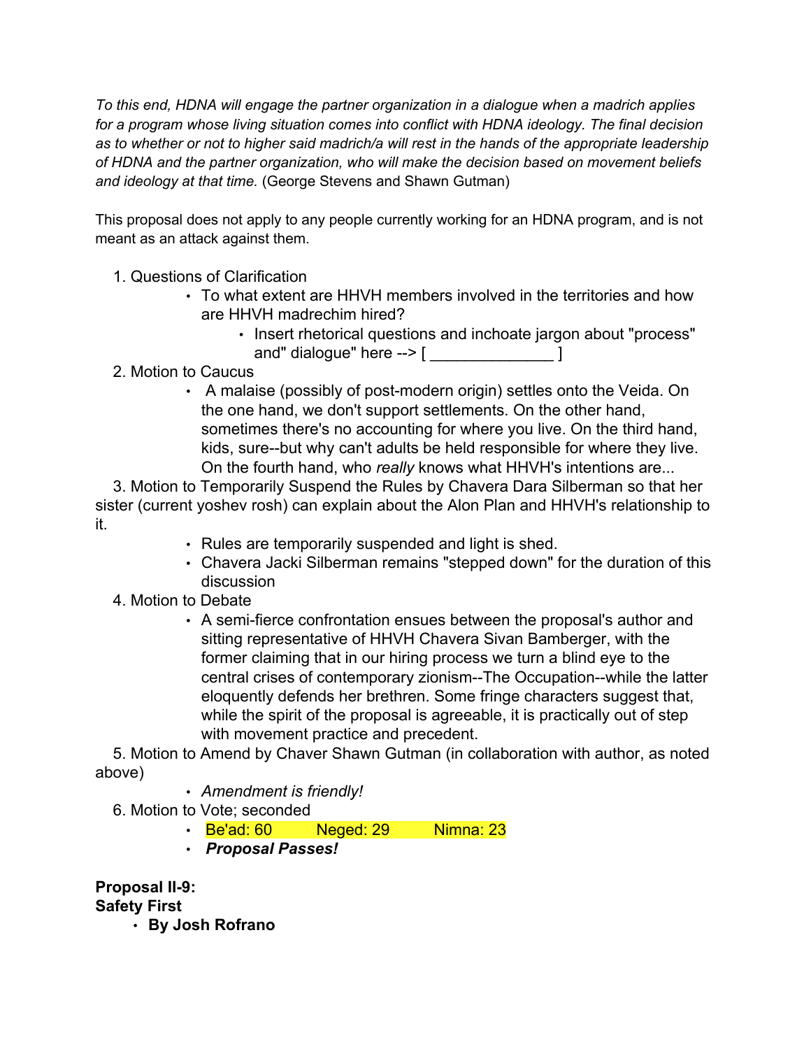*To this end, HDNA will engage the partner organization in a dialogue when a madrich applies for a program whose living situation comes into conflict with HDNA ideology. The final decision as to whether or not to higher said madrich/a will rest in the hands of the appropriate leadership of HDNA and the partner organization, who will make the decision based on movement beliefs and ideology at that time.* (George Stevens and Shawn Gutman)

This proposal does not apply to any people currently working for an HDNA program, and is not meant as an attack against them.

1. Questions of Clarification
   - To what extent are HHVH members involved in the territories and how are HHVH madrechim hired?
     - Insert rhetorical questions and inchoate jargon about "process" and" dialogue" here --> [ ______________ ]
2. Motion to Caucus
   - A malaise (possibly of post-modern origin) settles onto the Veida. On the one hand, we don't support settlements. On the other hand, sometimes there's no accounting for where you live. On the third hand, kids, sure--but why can't adults be held responsible for where they live. On the fourth hand, who *really* knows what HHVH's intentions are...
3. Motion to Temporarily Suspend the Rules by Chavera Dara Silberman so that her sister (current yoshev rosh) can explain about the Alon Plan and HHVH's relationship to it.
   - Rules are temporarily suspended and light is shed.
   - Chavera Jacki Silberman remains "stepped down" for the duration of this discussion
4. Motion to Debate
   - A semi-fierce confrontation ensues between the proposal's author and sitting representative of HHVH Chavera Sivan Bamberger, with the former claiming that in our hiring process we turn a blind eye to the central crises of contemporary zionism--The Occupation--while the latter eloquently defends her brethren. Some fringe characters suggest that, while the spirit of the proposal is agreeable, it is practically out of step with movement practice and precedent.
5. Motion to Amend by Chaver Shawn Gutman (in collaboration with author, as noted above)
   - *Amendment is friendly!*
6. Motion to Vote; seconded
   - Be'ad: 60 Neged: 29 Nimna: 23
   - ***Proposal Passes!***

**Proposal II-9:**
**Safety First**

- **By Josh Rofrano**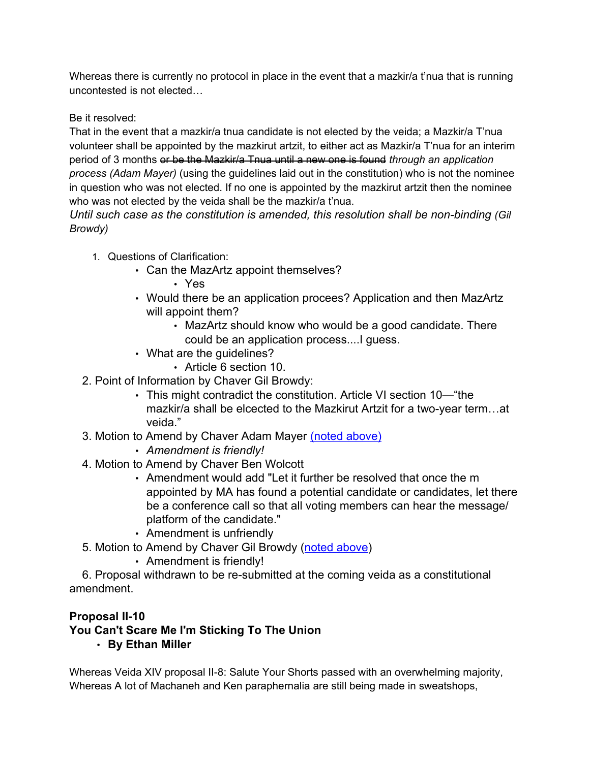Whereas there is currently no protocol in place in the event that a mazkir/a t'nua that is running uncontested is not elected…

Be it resolved:
That in the event that a mazkir/a tnua candidate is not elected by the veida; a Mazkir/a T'nua volunteer shall be appointed by the mazkirut artzit, to ~~either~~ act as Mazkir/a T'nua for an interim period of 3 months ~~or be the Mazkir/a Tnua until a new one is found~~ *through an application process (Adam Mayer)* (using the guidelines laid out in the constitution) who is not the nominee in question who was not elected. If no one is appointed by the mazkirut artzit then the nominee who was not elected by the veida shall be the mazkir/a t'nua.
*Until such case as the constitution is amended, this resolution shall be non-binding (Gil Browdy)*

1. Questions of Clarification:
    - Can the MazArtz appoint themselves?
        - Yes
    - Would there be an application procees? Application and then MazArtz will appoint them?
        - MazArtz should know who would be a good candidate. There could be an application process....I guess.
    - What are the guidelines?
        - Article 6 section 10.
2. Point of Information by Chaver Gil Browdy:
    - This might contradict the constitution. Article VI section 10—"the mazkir/a shall be elcected to the Mazkirut Artzit for a two-year term…at veida."
3. Motion to Amend by Chaver Adam Mayer (noted above)
    - *Amendment is friendly!*
4. Motion to Amend by Chaver Ben Wolcott
    - Amendment would add "Let it further be resolved that once the m appointed by MA has found a potential candidate or candidates, let there be a conference call so that all voting members can hear the message/ platform of the candidate."
    - Amendment is unfriendly
5. Motion to Amend by Chaver Gil Browdy (noted above)
    - Amendment is friendly!
6. Proposal withdrawn to be re-submitted at the coming veida as a constitutional amendment.

**Proposal II-10**
**You Can't Scare Me I'm Sticking To The Union**
- **By Ethan Miller**

Whereas Veida XIV proposal II-8: Salute Your Shorts passed with an overwhelming majority,
Whereas A lot of Machaneh and Ken paraphernalia are still being made in sweatshops,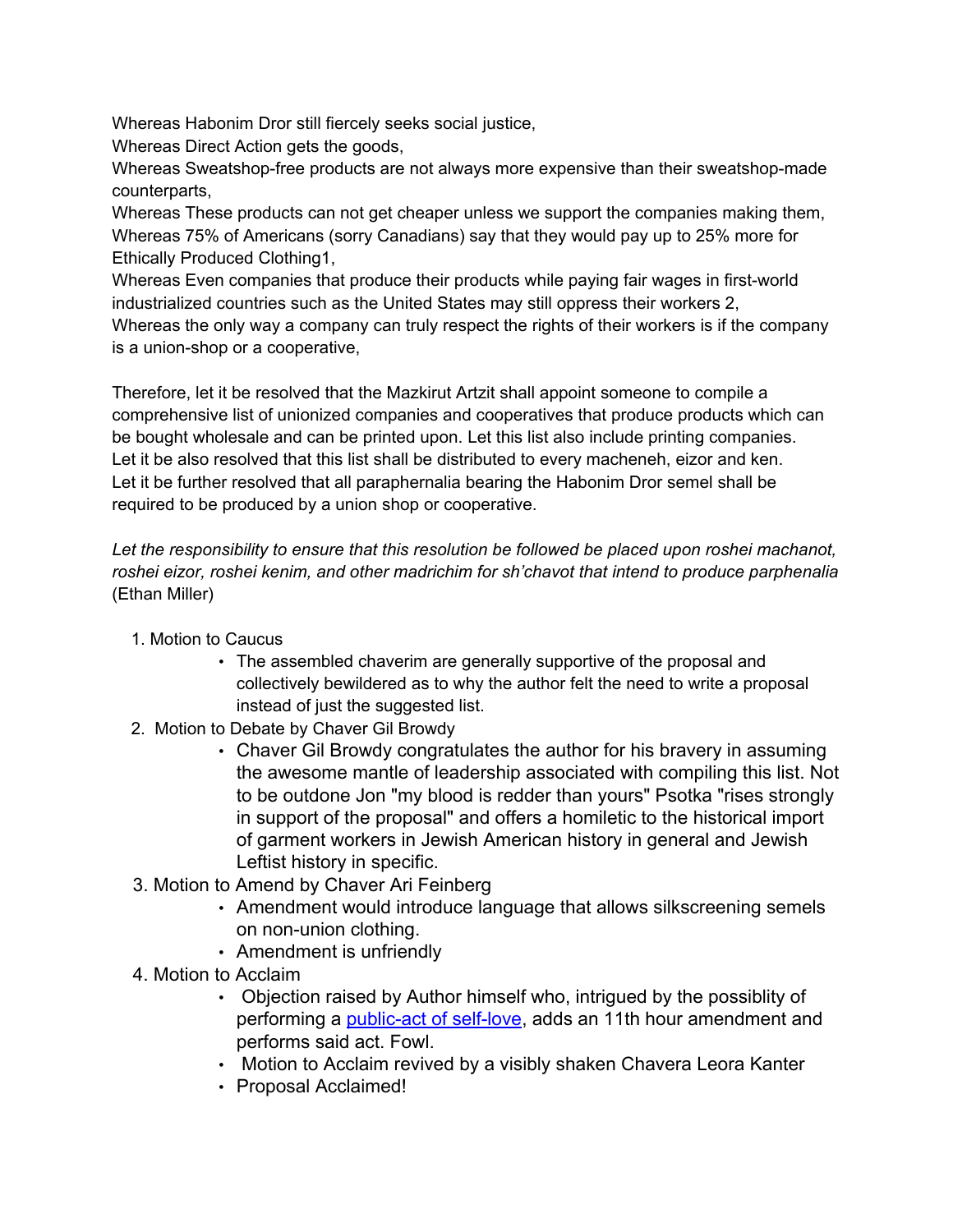Whereas Habonim Dror still fiercely seeks social justice,
Whereas Direct Action gets the goods,
Whereas Sweatshop-free products are not always more expensive than their sweatshop-made counterparts,
Whereas These products can not get cheaper unless we support the companies making them,
Whereas 75% of Americans (sorry Canadians) say that they would pay up to 25% more for Ethically Produced Clothing1,
Whereas Even companies that produce their products while paying fair wages in first-world industrialized countries such as the United States may still oppress their workers 2,
Whereas the only way a company can truly respect the rights of their workers is if the company is a union-shop or a cooperative,

Therefore, let it be resolved that the Mazkirut Artzit shall appoint someone to compile a comprehensive list of unionized companies and cooperatives that produce products which can be bought wholesale and can be printed upon. Let this list also include printing companies.
Let it be also resolved that this list shall be distributed to every macheneh, eizor and ken.
Let it be further resolved that all paraphernalia bearing the Habonim Dror semel shall be required to be produced by a union shop or cooperative.

*Let the responsibility to ensure that this resolution be followed be placed upon roshei machanot, roshei eizor, roshei kenim, and other madrichim for sh'chavot that intend to produce parphenalia* (Ethan Miller)

1. Motion to Caucus
   - The assembled chaverim are generally supportive of the proposal and collectively bewildered as to why the author felt the need to write a proposal instead of just the suggested list.
2. Motion to Debate by Chaver Gil Browdy
   - Chaver Gil Browdy congratulates the author for his bravery in assuming the awesome mantle of leadership associated with compiling this list. Not to be outdone Jon "my blood is redder than yours" Psotka "rises strongly in support of the proposal" and offers a homiletic to the historical import of garment workers in Jewish American history in general and Jewish Leftist history in specific.
3. Motion to Amend by Chaver Ari Feinberg
   - Amendment would introduce language that allows silkscreening semels on non-union clothing.
   - Amendment is unfriendly
4. Motion to Acclaim
   - Objection raised by Author himself who, intrigued by the possiblity of performing a public-act of self-love, adds an 11th hour amendment and performs said act. Fowl.
   - Motion to Acclaim revived by a visibly shaken Chavera Leora Kanter
   - Proposal Acclaimed!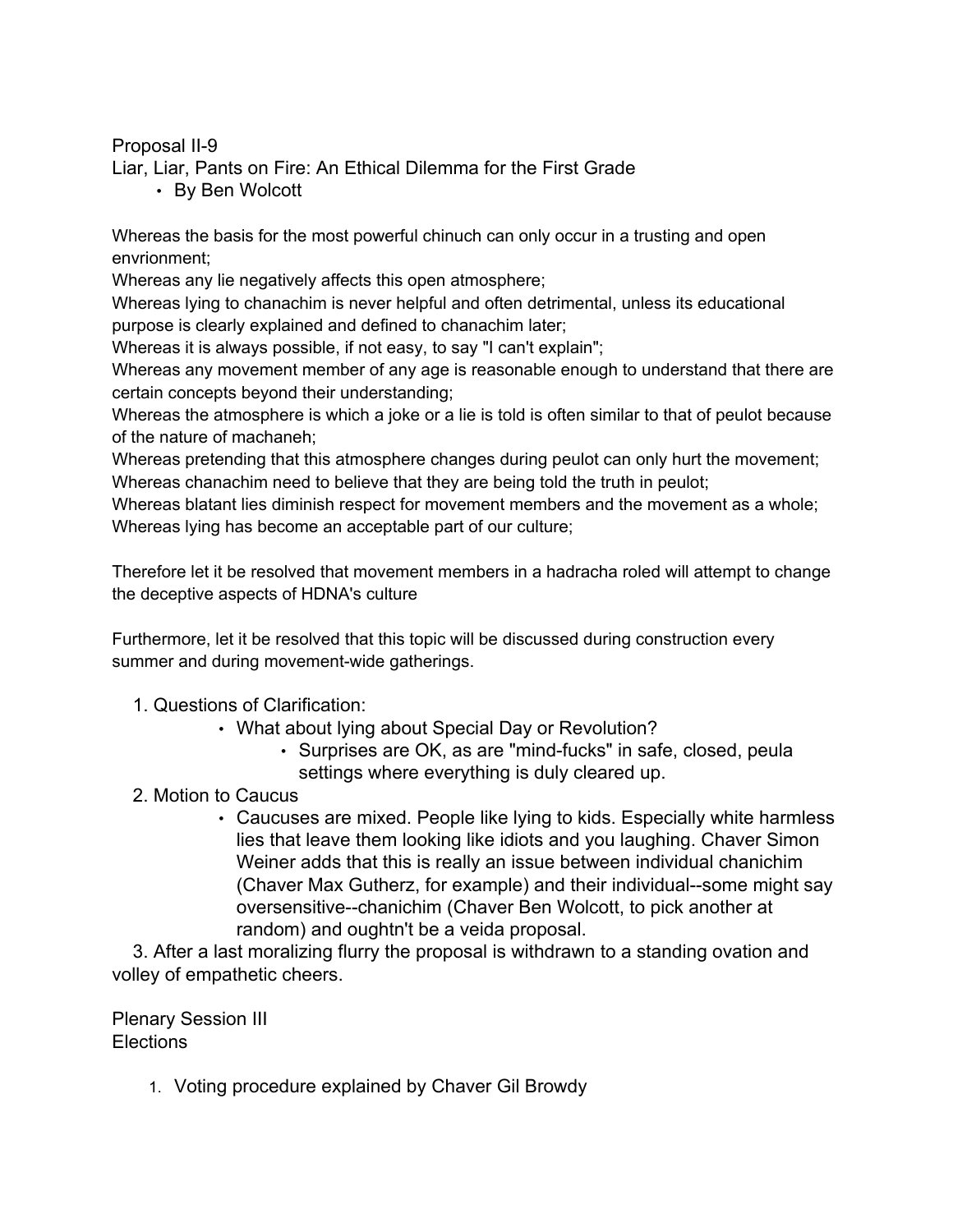Proposal II-9

Liar, Liar, Pants on Fire: An Ethical Dilemma for the First Grade

- By Ben Wolcott

Whereas the basis for the most powerful chinuch can only occur in a trusting and open envrionment;
Whereas any lie negatively affects this open atmosphere;
Whereas lying to chanachim is never helpful and often detrimental, unless its educational purpose is clearly explained and defined to chanachim later;
Whereas it is always possible, if not easy, to say "I can't explain";
Whereas any movement member of any age is reasonable enough to understand that there are certain concepts beyond their understanding;
Whereas the atmosphere is which a joke or a lie is told is often similar to that of peulot because of the nature of machaneh;
Whereas pretending that this atmosphere changes during peulot can only hurt the movement;
Whereas chanachim need to believe that they are being told the truth in peulot;
Whereas blatant lies diminish respect for movement members and the movement as a whole;
Whereas lying has become an acceptable part of our culture;

Therefore let it be resolved that movement members in a hadracha roled will attempt to change the deceptive aspects of HDNA's culture

Furthermore, let it be resolved that this topic will be discussed during construction every summer and during movement-wide gatherings.

1. Questions of Clarification:
    - What about lying about Special Day or Revolution?
        - Surprises are OK, as are "mind-fucks" in safe, closed, peula settings where everything is duly cleared up.
2. Motion to Caucus
    - Caucuses are mixed. People like lying to kids. Especially white harmless lies that leave them looking like idiots and you laughing. Chaver Simon Weiner adds that this is really an issue between individual chanichim (Chaver Max Gutherz, for example) and their individual--some might say oversensitive--chanichim (Chaver Ben Wolcott, to pick another at random) and oughtn't be a veida proposal.
3. After a last moralizing flurry the proposal is withdrawn to a standing ovation and volley of empathetic cheers.

Plenary Session III

Elections

1. Voting procedure explained by Chaver Gil Browdy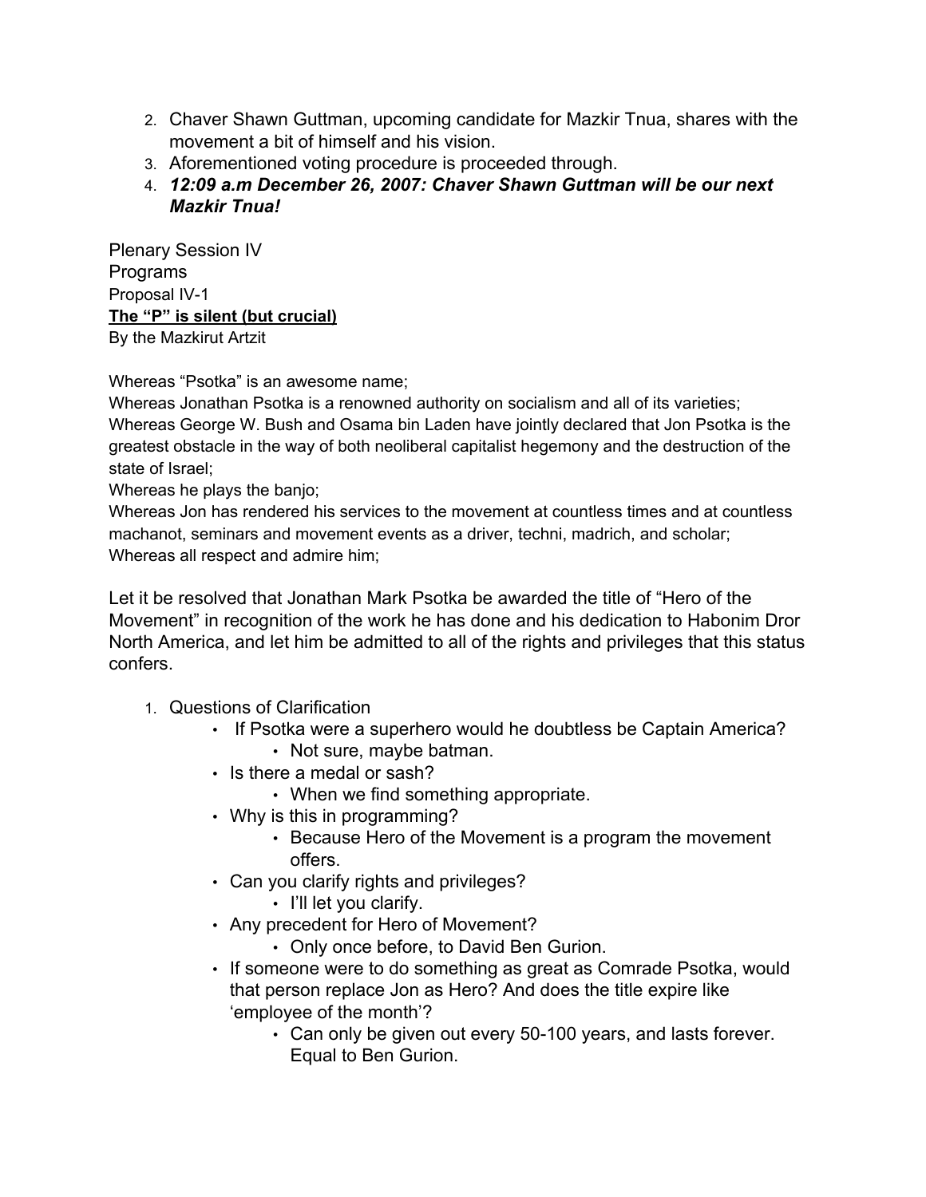2. Chaver Shawn Guttman, upcoming candidate for Mazkir Tnua, shares with the movement a bit of himself and his vision.
3. Aforementioned voting procedure is proceeded through.
4. ***12:09 a.m December 26, 2007: Chaver Shawn Guttman will be our next Mazkir Tnua!***

Plenary Session IV
Programs
Proposal IV-1
**<u>The “P” is silent (but crucial)</u>**
By the Mazkirut Artzit

Whereas “Psotka” is an awesome name;
Whereas Jonathan Psotka is a renowned authority on socialism and all of its varieties;
Whereas George W. Bush and Osama bin Laden have jointly declared that Jon Psotka is the greatest obstacle in the way of both neoliberal capitalist hegemony and the destruction of the state of Israel;
Whereas he plays the banjo;
Whereas Jon has rendered his services to the movement at countless times and at countless machanot, seminars and movement events as a driver, techni, madrich, and scholar;
Whereas all respect and admire him;

Let it be resolved that Jonathan Mark Psotka be awarded the title of “Hero of the Movement” in recognition of the work he has done and his dedication to Habonim Dror North America, and let him be admitted to all of the rights and privileges that this status confers.

1. Questions of Clarification
   - If Psotka were a superhero would he doubtless be Captain America?
     - Not sure, maybe batman.
   - Is there a medal or sash?
     - When we find something appropriate.
   - Why is this in programming?
     - Because Hero of the Movement is a program the movement offers.
   - Can you clarify rights and privileges?
     - I’ll let you clarify.
   - Any precedent for Hero of Movement?
     - Only once before, to David Ben Gurion.
   - If someone were to do something as great as Comrade Psotka, would that person replace Jon as Hero? And does the title expire like ‘employee of the month’?
     - Can only be given out every 50-100 years, and lasts forever. Equal to Ben Gurion.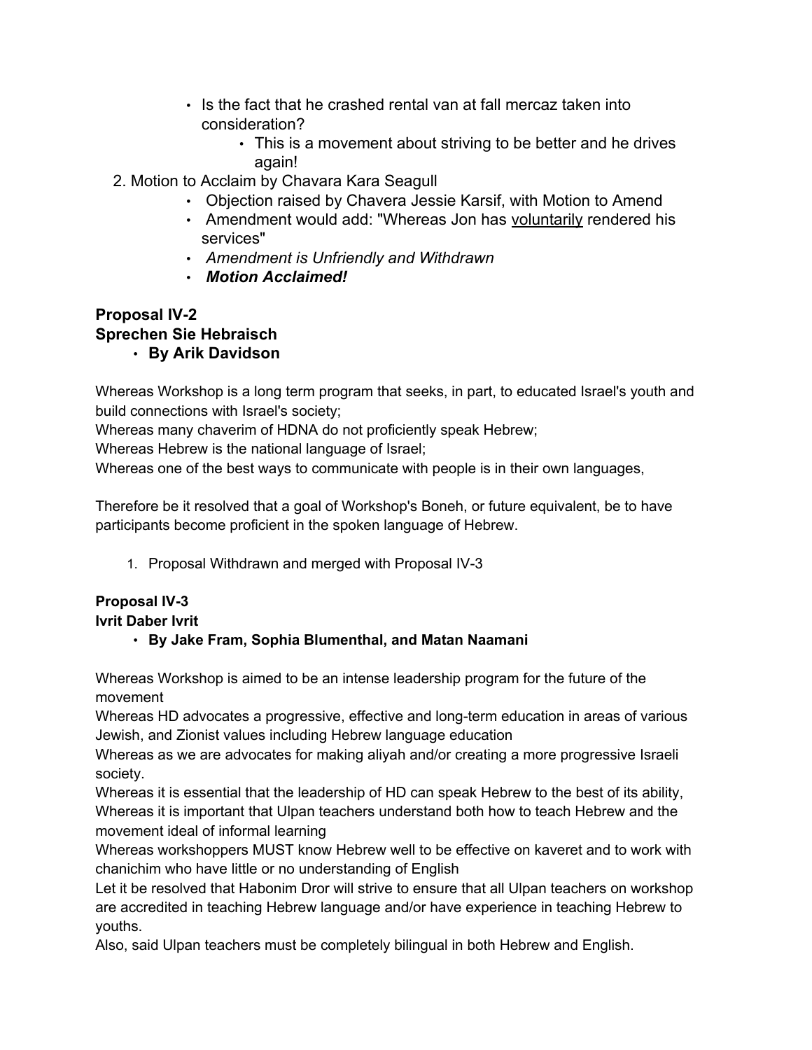- Is the fact that he crashed rental van at fall mercaz taken into consideration?
    - This is a movement about striving to be better and he drives again!

2. Motion to Acclaim by Chavara Kara Seagull
    - Objection raised by Chavera Jessie Karsif, with Motion to Amend
    - Amendment would add: "Whereas Jon has <u>voluntarily</u> rendered his services"
    - *Amendment is Unfriendly and Withdrawn*
    - ***Motion Acclaimed!***

**Proposal IV-2**
**Sprechen Sie Hebraisch**

- **By Arik Davidson**

Whereas Workshop is a long term program that seeks, in part, to educated Israel's youth and build connections with Israel's society;
Whereas many chaverim of HDNA do not proficiently speak Hebrew;
Whereas Hebrew is the national language of Israel;
Whereas one of the best ways to communicate with people is in their own languages,

Therefore be it resolved that a goal of Workshop's Boneh, or future equivalent, be to have participants become proficient in the spoken language of Hebrew.

1. Proposal Withdrawn and merged with Proposal IV-3

**Proposal IV-3**
**Ivrit Daber Ivrit**

- **By Jake Fram, Sophia Blumenthal, and Matan Naamani**

Whereas Workshop is aimed to be an intense leadership program for the future of the movement
Whereas HD advocates a progressive, effective and long-term education in areas of various Jewish, and Zionist values including Hebrew language education
Whereas as we are advocates for making aliyah and/or creating a more progressive Israeli society.
Whereas it is essential that the leadership of HD can speak Hebrew to the best of its ability,
Whereas it is important that Ulpan teachers understand both how to teach Hebrew and the movement ideal of informal learning
Whereas workshoppers MUST know Hebrew well to be effective on kaveret and to work with chanichim who have little or no understanding of English
Let it be resolved that Habonim Dror will strive to ensure that all Ulpan teachers on workshop are accredited in teaching Hebrew language and/or have experience in teaching Hebrew to youths.
Also, said Ulpan teachers must be completely bilingual in both Hebrew and English.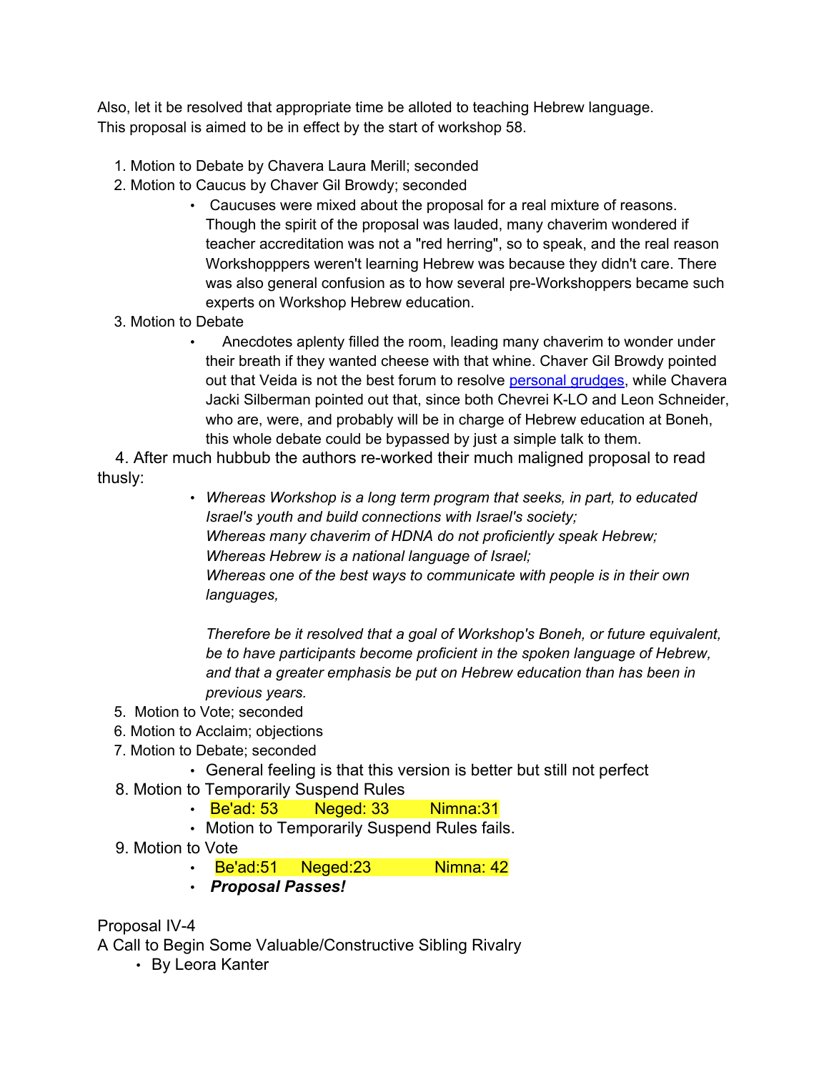Also, let it be resolved that appropriate time be alloted to teaching Hebrew language.
This proposal is aimed to be in effect by the start of workshop 58.

1. Motion to Debate by Chavera Laura Merill; seconded
2. Motion to Caucus by Chaver Gil Browdy; seconded
    - Caucuses were mixed about the proposal for a real mixture of reasons. Though the spirit of the proposal was lauded, many chaverim wondered if teacher accreditation was not a "red herring", so to speak, and the real reason Workshopppers weren't learning Hebrew was because they didn't care. There was also general confusion as to how several pre-Workshoppers became such experts on Workshop Hebrew education.
3. Motion to Debate
    - Anecdotes aplenty filled the room, leading many chaverim to wonder under their breath if they wanted cheese with that whine. Chaver Gil Browdy pointed out that Veida is not the best forum to resolve personal grudges, while Chavera Jacki Silberman pointed out that, since both Chevrei K-LO and Leon Schneider, who are, were, and probably will be in charge of Hebrew education at Boneh, this whole debate could be bypassed by just a simple talk to them.
4. After much hubbub the authors re-worked their much maligned proposal to read thusly:
    - *Whereas Workshop is a long term program that seeks, in part, to educated Israel's youth and build connections with Israel's society;*
      *Whereas many chaverim of HDNA do not proficiently speak Hebrew;*
      *Whereas Hebrew is a national language of Israel;*
      *Whereas one of the best ways to communicate with people is in their own languages,*

      *Therefore be it resolved that a goal of Workshop's Boneh, or future equivalent, be to have participants become proficient in the spoken language of Hebrew, and that a greater emphasis be put on Hebrew education than has been in previous years.*
5. Motion to Vote; seconded
6. Motion to Acclaim; objections
7. Motion to Debate; seconded
    - General feeling is that this version is better but still not perfect
8. Motion to Temporarily Suspend Rules
    - Be'ad: 53 Neged: 33 Nimna:31
    - Motion to Temporarily Suspend Rules fails.
9. Motion to Vote
    - Be'ad:51 Neged:23 Nimna: 42
    - ***Proposal Passes!***

Proposal IV-4
A Call to Begin Some Valuable/Constructive Sibling Rivalry
- By Leora Kanter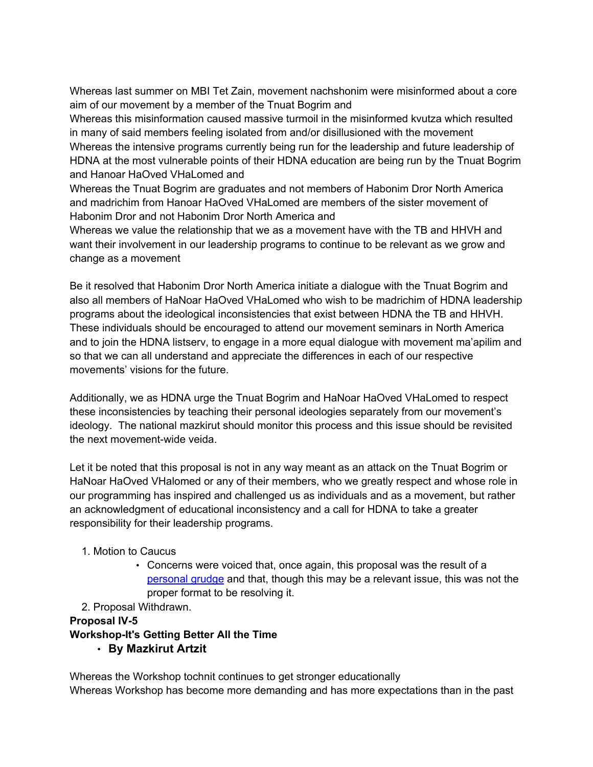Whereas last summer on MBI Tet Zain, movement nachshonim were misinformed about a core aim of our movement by a member of the Tnuat Bogrim and

Whereas this misinformation caused massive turmoil in the misinformed kvutza which resulted in many of said members feeling isolated from and/or disillusioned with the movement

Whereas the intensive programs currently being run for the leadership and future leadership of HDNA at the most vulnerable points of their HDNA education are being run by the Tnuat Bogrim and Hanoar HaOved VHaLomed and

Whereas the Tnuat Bogrim are graduates and not members of Habonim Dror North America and madrichim from Hanoar HaOved VHaLomed are members of the sister movement of Habonim Dror and not Habonim Dror North America and

Whereas we value the relationship that we as a movement have with the TB and HHVH and want their involvement in our leadership programs to continue to be relevant as we grow and change as a movement

Be it resolved that Habonim Dror North America initiate a dialogue with the Tnuat Bogrim and also all members of HaNoar HaOved VHaLomed who wish to be madrichim of HDNA leadership programs about the ideological inconsistencies that exist between HDNA the TB and HHVH. These individuals should be encouraged to attend our movement seminars in North America and to join the HDNA listserv, to engage in a more equal dialogue with movement ma'apilim and so that we can all understand and appreciate the differences in each of our respective movements' visions for the future.

Additionally, we as HDNA urge the Tnuat Bogrim and HaNoar HaOved VHaLomed to respect these inconsistencies by teaching their personal ideologies separately from our movement's ideology. The national mazkirut should monitor this process and this issue should be revisited the next movement-wide veida.

Let it be noted that this proposal is not in any way meant as an attack on the Tnuat Bogrim or HaNoar HaOved VHalomed or any of their members, who we greatly respect and whose role in our programming has inspired and challenged us as individuals and as a movement, but rather an acknowledgment of educational inconsistency and a call for HDNA to take a greater responsibility for their leadership programs.

1. Motion to Caucus
   - Concerns were voiced that, once again, this proposal was the result of a personal grudge and that, though this may be a relevant issue, this was not the proper format to be resolving it.
2. Proposal Withdrawn.

**Proposal IV-5**

**Workshop-It's Getting Better All the Time**

- **By Mazkirut Artzit**

Whereas the Workshop tochnit continues to get stronger educationally

Whereas Workshop has become more demanding and has more expectations than in the past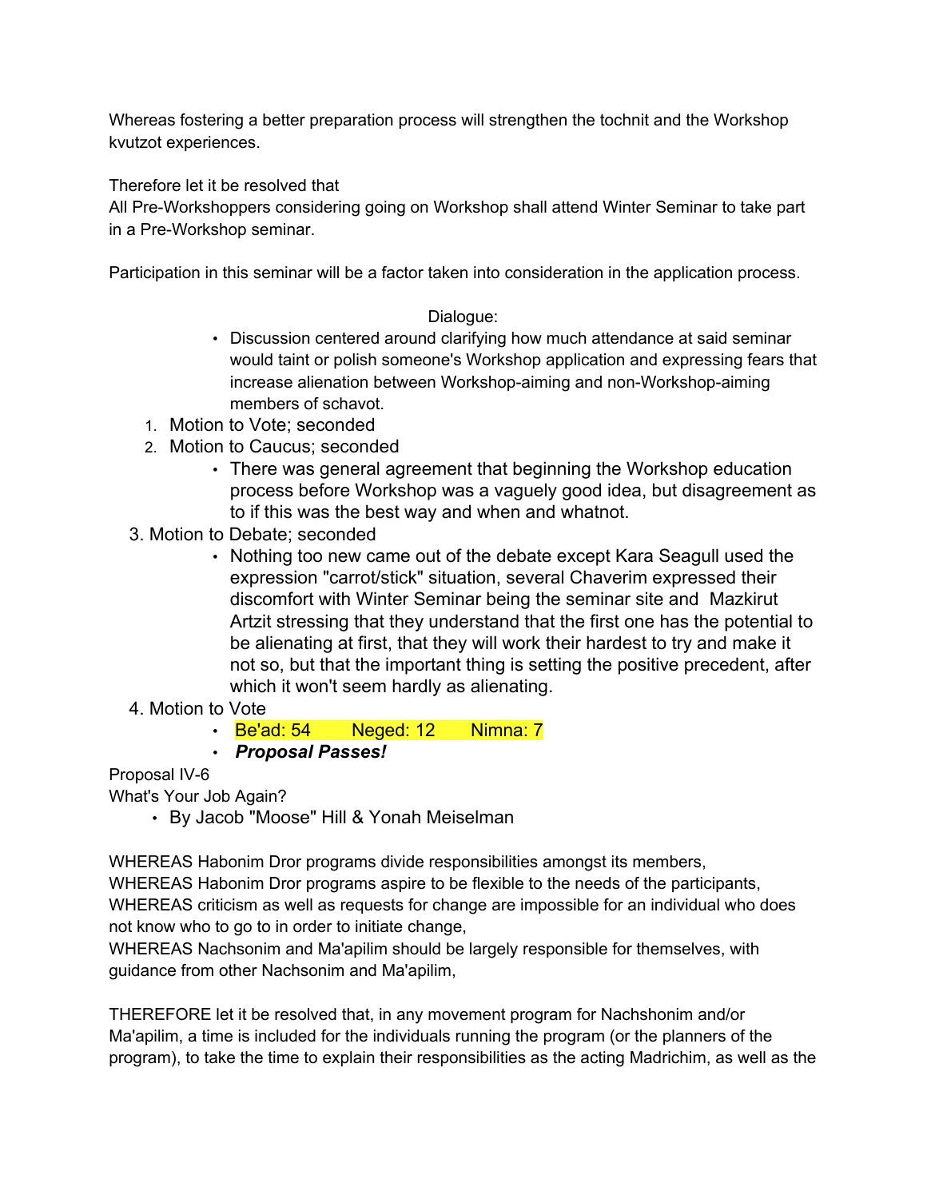Whereas fostering a better preparation process will strengthen the tochnit and the Workshop kvutzot experiences.

Therefore let it be resolved that
All Pre-Workshoppers considering going on Workshop shall attend Winter Seminar to take part in a Pre-Workshop seminar.

Participation in this seminar will be a factor taken into consideration in the application process.

Dialogue:

- Discussion centered around clarifying how much attendance at said seminar would taint or polish someone's Workshop application and expressing fears that increase alienation between Workshop-aiming and non-Workshop-aiming members of schavot.

1. Motion to Vote; seconded
2. Motion to Caucus; seconded
    - There was general agreement that beginning the Workshop education process before Workshop was a vaguely good idea, but disagreement as to if this was the best way and when and whatnot.
3. Motion to Debate; seconded
    - Nothing too new came out of the debate except Kara Seagull used the expression "carrot/stick" situation, several Chaverim expressed their discomfort with Winter Seminar being the seminar site and Mazkirut Artzit stressing that they understand that the first one has the potential to be alienating at first, that they will work their hardest to try and make it not so, but that the important thing is setting the positive precedent, after which it won't seem hardly as alienating.
4. Motion to Vote
    - Be'ad: 54 Neged: 12 Nimna: 7
    - ***Proposal Passes!***

Proposal IV-6
What's Your Job Again?

- By Jacob "Moose" Hill & Yonah Meiselman

WHEREAS Habonim Dror programs divide responsibilities amongst its members,
WHEREAS Habonim Dror programs aspire to be flexible to the needs of the participants,
WHEREAS criticism as well as requests for change are impossible for an individual who does not know who to go to in order to initiate change,
WHEREAS Nachsonim and Ma'apilim should be largely responsible for themselves, with guidance from other Nachsonim and Ma'apilim,

THEREFORE let it be resolved that, in any movement program for Nachshonim and/or Ma'apilim, a time is included for the individuals running the program (or the planners of the program), to take the time to explain their responsibilities as the acting Madrichim, as well as the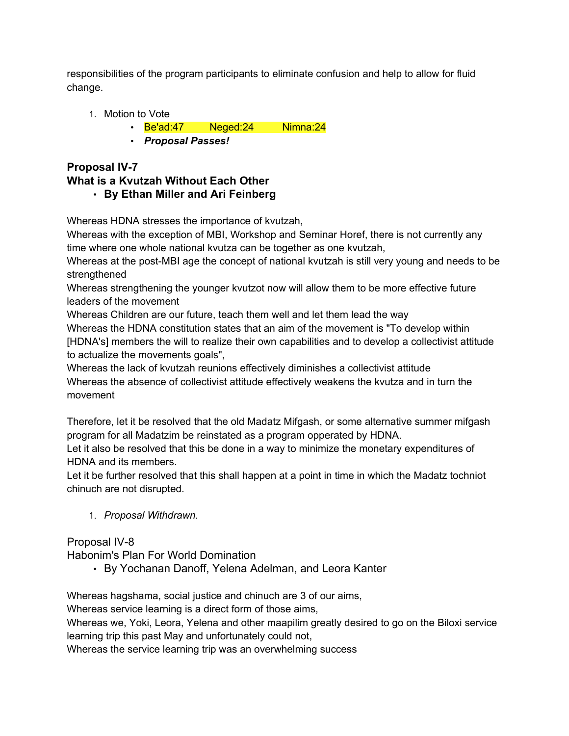responsibilities of the program participants to eliminate confusion and help to allow for fluid change.

1. Motion to Vote
    - Be'ad:47 Neged:24 Nimna:24
    - ***Proposal Passes!***

**Proposal IV-7**
**What is a Kvutzah Without Each Other**
- **By Ethan Miller and Ari Feinberg**

Whereas HDNA stresses the importance of kvutzah,
Whereas with the exception of MBI, Workshop and Seminar Horef, there is not currently any time where one whole national kvutza can be together as one kvutzah,
Whereas at the post-MBI age the concept of national kvutzah is still very young and needs to be strengthened
Whereas strengthening the younger kvutzot now will allow them to be more effective future leaders of the movement
Whereas Children are our future, teach them well and let them lead the way
Whereas the HDNA constitution states that an aim of the movement is "To develop within [HDNA's] members the will to realize their own capabilities and to develop a collectivist attitude to actualize the movements goals",
Whereas the lack of kvutzah reunions effectively diminishes a collectivist attitude
Whereas the absence of collectivist attitude effectively weakens the kvutza and in turn the movement

Therefore, let it be resolved that the old Madatz Mifgash, or some alternative summer mifgash program for all Madatzim be reinstated as a program opperated by HDNA.
Let it also be resolved that this be done in a way to minimize the monetary expenditures of HDNA and its members.
Let it be further resolved that this shall happen at a point in time in which the Madatz tochniot chinuch are not disrupted.

1. *Proposal Withdrawn.*

Proposal IV-8
Habonim's Plan For World Domination
- By Yochanan Danoff, Yelena Adelman, and Leora Kanter

Whereas hagshama, social justice and chinuch are 3 of our aims,
Whereas service learning is a direct form of those aims,
Whereas we, Yoki, Leora, Yelena and other maapilim greatly desired to go on the Biloxi service learning trip this past May and unfortunately could not,
Whereas the service learning trip was an overwhelming success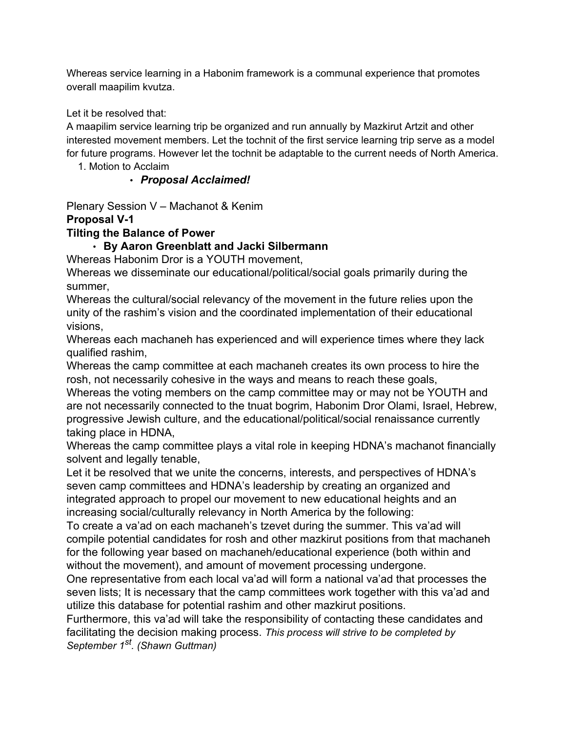Whereas service learning in a Habonim framework is a communal experience that promotes overall maapilim kvutza.

Let it be resolved that:

A maapilim service learning trip be organized and run annually by Mazkirut Artzit and other interested movement members. Let the tochnit of the first service learning trip serve as a model for future programs. However let the tochnit be adaptable to the current needs of North America.

1. Motion to Acclaim
    - ***Proposal Acclaimed!***

Plenary Session V – Machanot & Kenim

**Proposal V-1**

**Tilting the Balance of Power**

- **By Aaron Greenblatt and Jacki Silbermann**

Whereas Habonim Dror is a YOUTH movement,

Whereas we disseminate our educational/political/social goals primarily during the summer,

Whereas the cultural/social relevancy of the movement in the future relies upon the unity of the rashim's vision and the coordinated implementation of their educational visions,

Whereas each machaneh has experienced and will experience times where they lack qualified rashim,

Whereas the camp committee at each machaneh creates its own process to hire the rosh, not necessarily cohesive in the ways and means to reach these goals,

Whereas the voting members on the camp committee may or may not be YOUTH and are not necessarily connected to the tnuat bogrim, Habonim Dror Olami, Israel, Hebrew, progressive Jewish culture, and the educational/political/social renaissance currently taking place in HDNA,

Whereas the camp committee plays a vital role in keeping HDNA's machanot financially solvent and legally tenable,

Let it be resolved that we unite the concerns, interests, and perspectives of HDNA's seven camp committees and HDNA's leadership by creating an organized and integrated approach to propel our movement to new educational heights and an increasing social/culturally relevancy in North America by the following:

To create a va'ad on each machaneh's tzevet during the summer. This va'ad will compile potential candidates for rosh and other mazkirut positions from that machaneh for the following year based on machaneh/educational experience (both within and without the movement), and amount of movement processing undergone.

One representative from each local va'ad will form a national va'ad that processes the seven lists; It is necessary that the camp committees work together with this va'ad and utilize this database for potential rashim and other mazkirut positions.

Furthermore, this va'ad will take the responsibility of contacting these candidates and facilitating the decision making process. *This process will strive to be completed by September 1st. (Shawn Guttman)*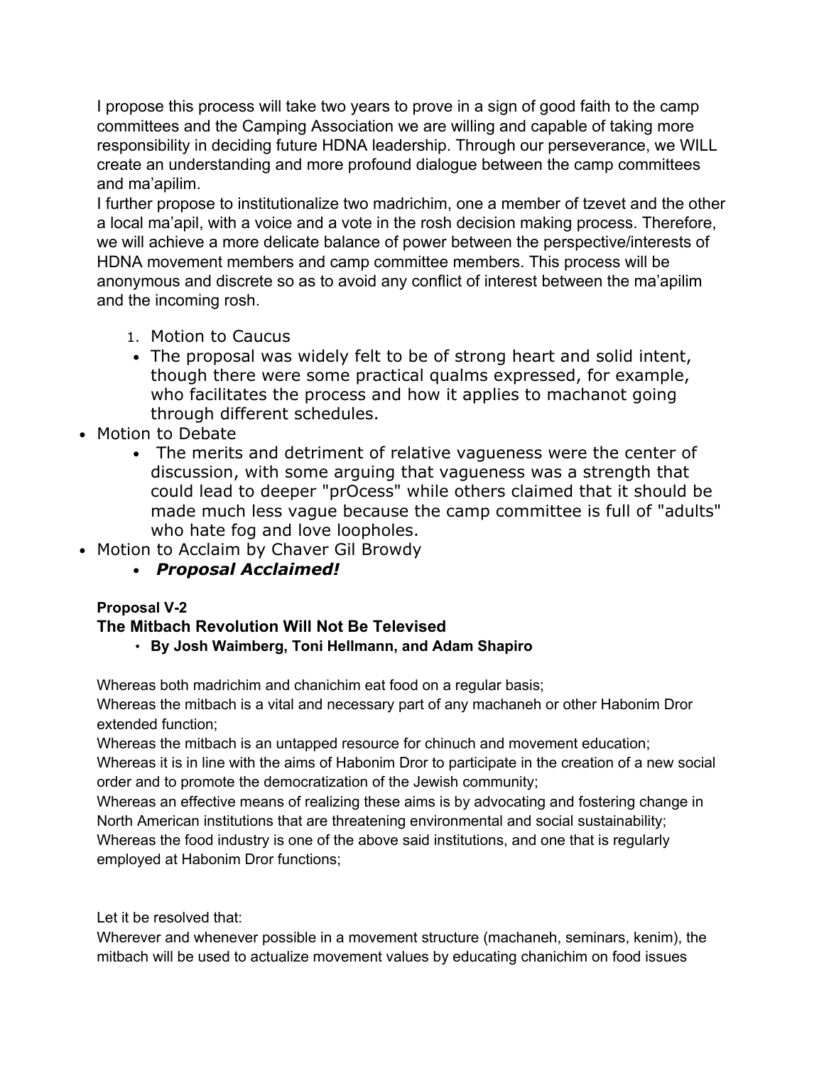I propose this process will take two years to prove in a sign of good faith to the camp committees and the Camping Association we are willing and capable of taking more responsibility in deciding future HDNA leadership. Through our perseverance, we WILL create an understanding and more profound dialogue between the camp committees and ma'apilim.

I further propose to institutionalize two madrichim, one a member of tzevet and the other a local ma'apil, with a voice and a vote in the rosh decision making process. Therefore, we will achieve a more delicate balance of power between the perspective/interests of HDNA movement members and camp committee members. This process will be anonymous and discrete so as to avoid any conflict of interest between the ma'apilim and the incoming rosh.

1. Motion to Caucus
   - The proposal was widely felt to be of strong heart and solid intent, though there were some practical qualms expressed, for example, who facilitates the process and how it applies to machanot going through different schedules.
- Motion to Debate
  - The merits and detriment of relative vagueness were the center of discussion, with some arguing that vagueness was a strength that could lead to deeper "prOcess" while others claimed that it should be made much less vague because the camp committee is full of "adults" who hate fog and love loopholes.
- Motion to Acclaim by Chaver Gil Browdy
  - ***Proposal Acclaimed!***

**Proposal V-2**

**The Mitbach Revolution Will Not Be Televised**

- **By Josh Waimberg, Toni Hellmann, and Adam Shapiro**

Whereas both madrichim and chanichim eat food on a regular basis;
Whereas the mitbach is a vital and necessary part of any machaneh or other Habonim Dror extended function;
Whereas the mitbach is an untapped resource for chinuch and movement education;
Whereas it is in line with the aims of Habonim Dror to participate in the creation of a new social order and to promote the democratization of the Jewish community;
Whereas an effective means of realizing these aims is by advocating and fostering change in North American institutions that are threatening environmental and social sustainability;
Whereas the food industry is one of the above said institutions, and one that is regularly employed at Habonim Dror functions;

Let it be resolved that:
Wherever and whenever possible in a movement structure (machaneh, seminars, kenim), the mitbach will be used to actualize movement values by educating chanichim on food issues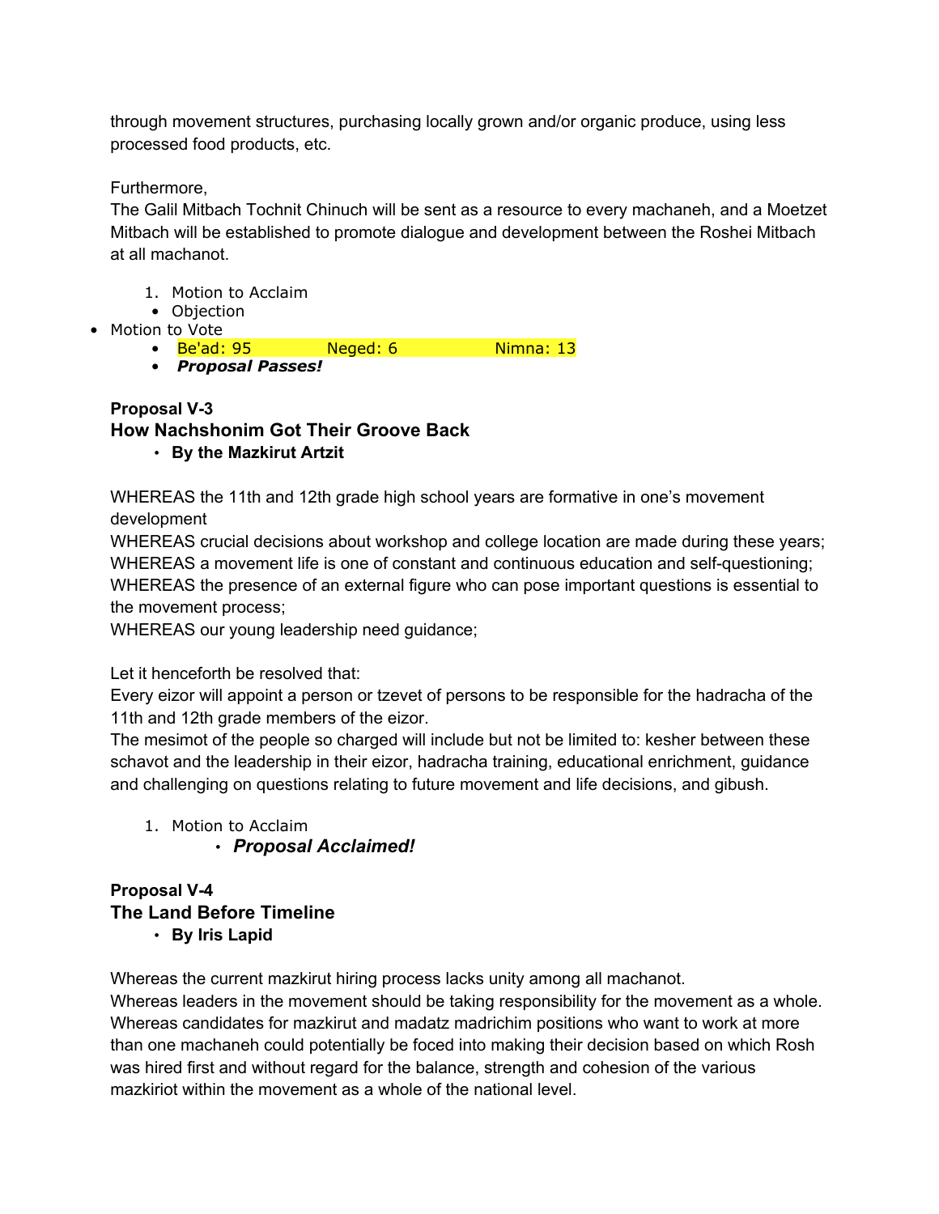through movement structures, purchasing locally grown and/or organic produce, using less processed food products, etc.

Furthermore,
The Galil Mitbach Tochnit Chinuch will be sent as a resource to every machaneh, and a Moetzet Mitbach will be established to promote dialogue and development between the Roshei Mitbach at all machanot.

1. Motion to Acclaim
   - Objection
- Motion to Vote
  - Be'ad: 95 Neged: 6 Nimna: 13
  - ***Proposal Passes!***

**Proposal V-3**
### How Nachshonim Got Their Groove Back
- **By the Mazkirut Artzit**

WHEREAS the 11th and 12th grade high school years are formative in one's movement development
WHEREAS crucial decisions about workshop and college location are made during these years;
WHEREAS a movement life is one of constant and continuous education and self-questioning;
WHEREAS the presence of an external figure who can pose important questions is essential to the movement process;
WHEREAS our young leadership need guidance;

Let it henceforth be resolved that:
Every eizor will appoint a person or tzevet of persons to be responsible for the hadracha of the 11th and 12th grade members of the eizor.
The mesimot of the people so charged will include but not be limited to: kesher between these schavot and the leadership in their eizor, hadracha training, educational enrichment, guidance and challenging on questions relating to future movement and life decisions, and gibush.

1. Motion to Acclaim
   - ***Proposal Acclaimed!***

**Proposal V-4**
### The Land Before Timeline
- **By Iris Lapid**

Whereas the current mazkirut hiring process lacks unity among all machanot.
Whereas leaders in the movement should be taking responsibility for the movement as a whole.
Whereas candidates for mazkirut and madatz madrichim positions who want to work at more than one machaneh could potentially be foced into making their decision based on which Rosh was hired first and without regard for the balance, strength and cohesion of the various mazkiriot within the movement as a whole of the national level.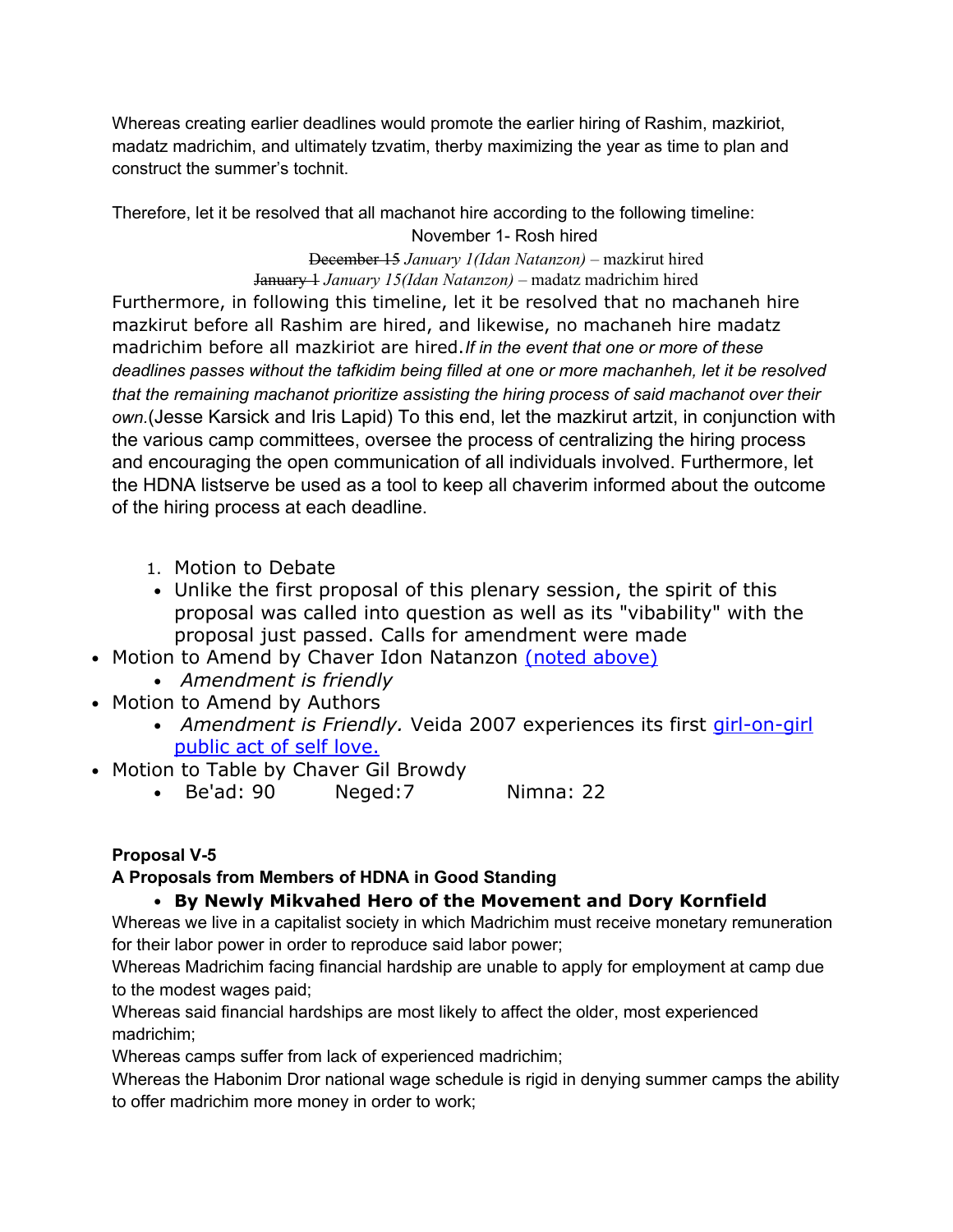Whereas creating earlier deadlines would promote the earlier hiring of Rashim, mazkiriot, madatz madrichim, and ultimately tzvatim, therby maximizing the year as time to plan and construct the summer's tochnit.

Therefore, let it be resolved that all machanot hire according to the following timeline:

November 1- Rosh hired

~~December 15~~ *January 1(Idan Natanzon)* – mazkirut hired

~~January 1~~ *January 15(Idan Natanzon)* – madatz madrichim hired

Furthermore, in following this timeline, let it be resolved that no machaneh hire mazkirut before all Rashim are hired, and likewise, no machaneh hire madatz madrichim before all mazkiriot are hired. *If in the event that one or more of these deadlines passes without the tafkidim being filled at one or more machanheh, let it be resolved that the remaining machanot prioritize assisting the hiring process of said machanot over their own.* (Jesse Karsick and Iris Lapid) To this end, let the mazkirut artzit, in conjunction with the various camp committees, oversee the process of centralizing the hiring process and encouraging the open communication of all individuals involved. Furthermore, let the HDNA listserve be used as a tool to keep all chaverim informed about the outcome of the hiring process at each deadline.

1. Motion to Debate
   - Unlike the first proposal of this plenary session, the spirit of this proposal was called into question as well as its "vibability" with the proposal just passed. Calls for amendment were made
- Motion to Amend by Chaver Idon Natanzon [(noted above)]()
  - *Amendment is friendly*
- Motion to Amend by Authors
  - *Amendment is Friendly.* Veida 2007 experiences its first [girl-on-girl public act of self love.]()
- Motion to Table by Chaver Gil Browdy
  - Be'ad: 90 Neged:7 Nimna: 22

**Proposal V-5**

**A Proposals from Members of HDNA in Good Standing**

- **By Newly Mikvahed Hero of the Movement and Dory Kornfield**

Whereas we live in a capitalist society in which Madrichim must receive monetary remuneration for their labor power in order to reproduce said labor power;

Whereas Madrichim facing financial hardship are unable to apply for employment at camp due to the modest wages paid;

Whereas said financial hardships are most likely to affect the older, most experienced madrichim;

Whereas camps suffer from lack of experienced madrichim;

Whereas the Habonim Dror national wage schedule is rigid in denying summer camps the ability to offer madrichim more money in order to work;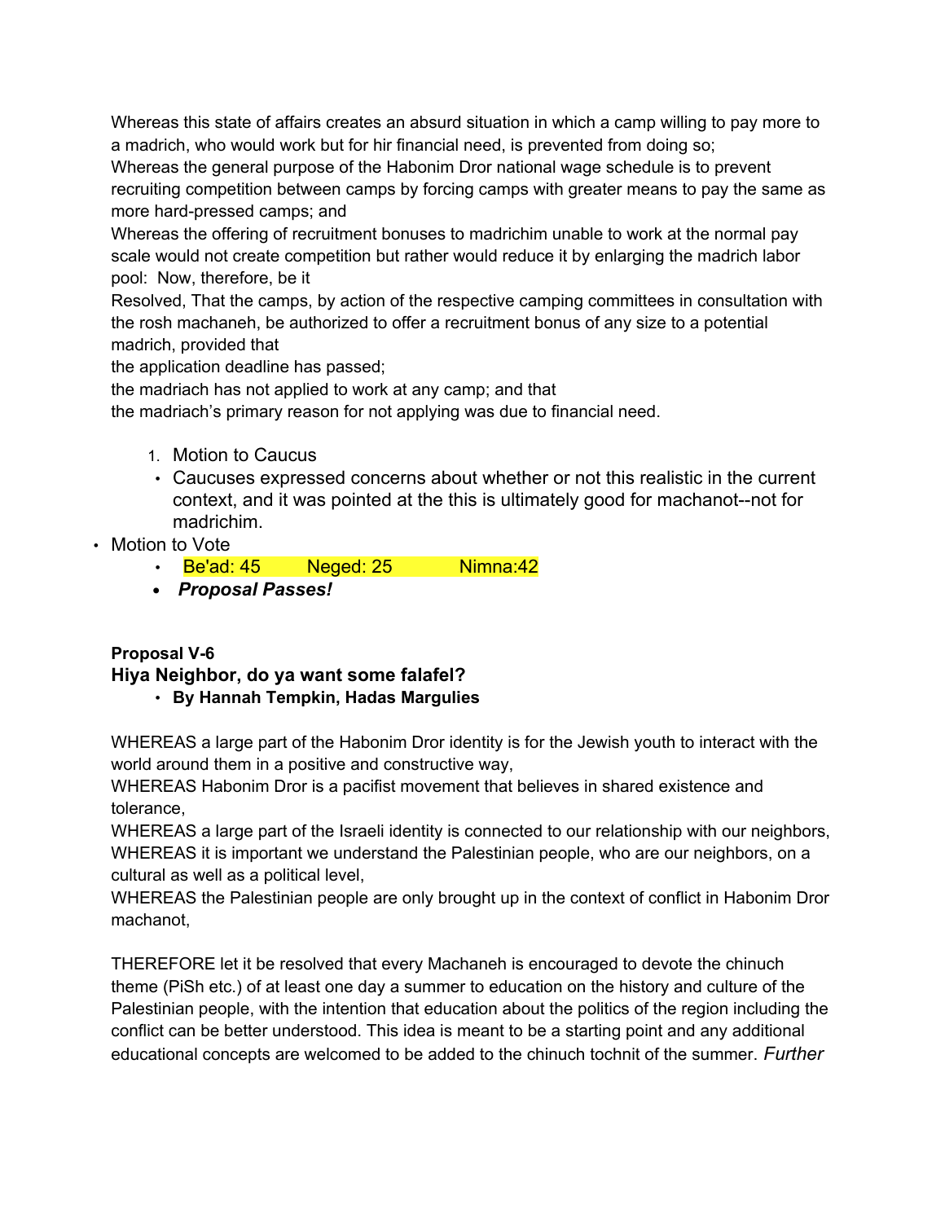Whereas this state of affairs creates an absurd situation in which a camp willing to pay more to a madrich, who would work but for hir financial need, is prevented from doing so;
Whereas the general purpose of the Habonim Dror national wage schedule is to prevent recruiting competition between camps by forcing camps with greater means to pay the same as more hard-pressed camps; and
Whereas the offering of recruitment bonuses to madrichim unable to work at the normal pay scale would not create competition but rather would reduce it by enlarging the madrich labor pool: Now, therefore, be it
Resolved, That the camps, by action of the respective camping committees in consultation with the rosh machaneh, be authorized to offer a recruitment bonus of any size to a potential madrich, provided that
the application deadline has passed;
the madriach has not applied to work at any camp; and that
the madriach's primary reason for not applying was due to financial need.

1. Motion to Caucus
   - Caucuses expressed concerns about whether or not this realistic in the current context, and it was pointed at the this is ultimately good for machanot--not for madrichim.

- Motion to Vote
  - Be'ad: 45 Neged: 25 Nimna:42
  - ***Proposal Passes!***

**Proposal V-6**

**Hiya Neighbor, do ya want some falafel?**

- **By Hannah Tempkin, Hadas Margulies**

WHEREAS a large part of the Habonim Dror identity is for the Jewish youth to interact with the world around them in a positive and constructive way,
WHEREAS Habonim Dror is a pacifist movement that believes in shared existence and tolerance,
WHEREAS a large part of the Israeli identity is connected to our relationship with our neighbors,
WHEREAS it is important we understand the Palestinian people, who are our neighbors, on a cultural as well as a political level,
WHEREAS the Palestinian people are only brought up in the context of conflict in Habonim Dror machanot,

THEREFORE let it be resolved that every Machaneh is encouraged to devote the chinuch theme (PiSh etc.) of at least one day a summer to education on the history and culture of the Palestinian people, with the intention that education about the politics of the region including the conflict can be better understood. This idea is meant to be a starting point and any additional educational concepts are welcomed to be added to the chinuch tochnit of the summer. *Further*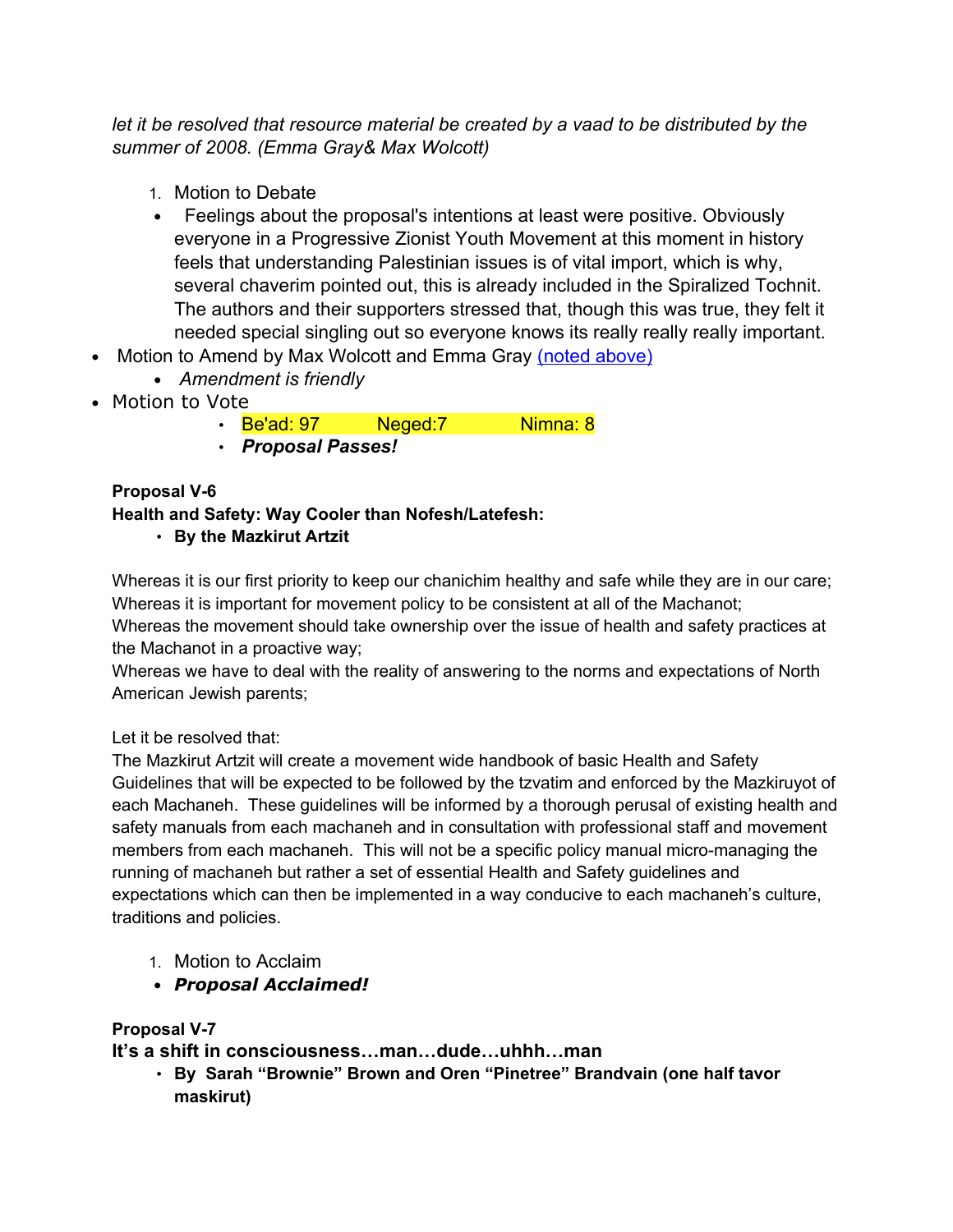*let it be resolved that resource material be created by a vaad to be distributed by the summer of 2008. (Emma Gray& Max Wolcott)*

1. Motion to Debate

- Feelings about the proposal's intentions at least were positive. Obviously everyone in a Progressive Zionist Youth Movement at this moment in history feels that understanding Palestinian issues is of vital import, which is why, several chaverim pointed out, this is already included in the Spiralized Tochnit. The authors and their supporters stressed that, though this was true, they felt it needed special singling out so everyone knows its really really really important.

- Motion to Amend by Max Wolcott and Emma Gray (noted above)
  - *Amendment is friendly*
- Motion to Vote
  - Be'ad: 97 Neged:7 Nimna: 8
  - ***Proposal Passes!***

**Proposal V-6**

**Health and Safety: Way Cooler than Nofesh/Latefesh:**

- **By the Mazkirut Artzit**

Whereas it is our first priority to keep our chanichim healthy and safe while they are in our care;
Whereas it is important for movement policy to be consistent at all of the Machanot;
Whereas the movement should take ownership over the issue of health and safety practices at the Machanot in a proactive way;
Whereas we have to deal with the reality of answering to the norms and expectations of North American Jewish parents;

Let it be resolved that:
The Mazkirut Artzit will create a movement wide handbook of basic Health and Safety Guidelines that will be expected to be followed by the tzvatim and enforced by the Mazkiruyot of each Machaneh. These guidelines will be informed by a thorough perusal of existing health and safety manuals from each machaneh and in consultation with professional staff and movement members from each machaneh. This will not be a specific policy manual micro-managing the running of machaneh but rather a set of essential Health and Safety guidelines and expectations which can then be implemented in a way conducive to each machaneh's culture, traditions and policies.

1. Motion to Acclaim

- ***Proposal Acclaimed!***

**Proposal V-7**

**It's a shift in consciousness…man…dude…uhhh…man**

- **By Sarah "Brownie" Brown and Oren "Pinetree" Brandvain (one half tavor maskirut)**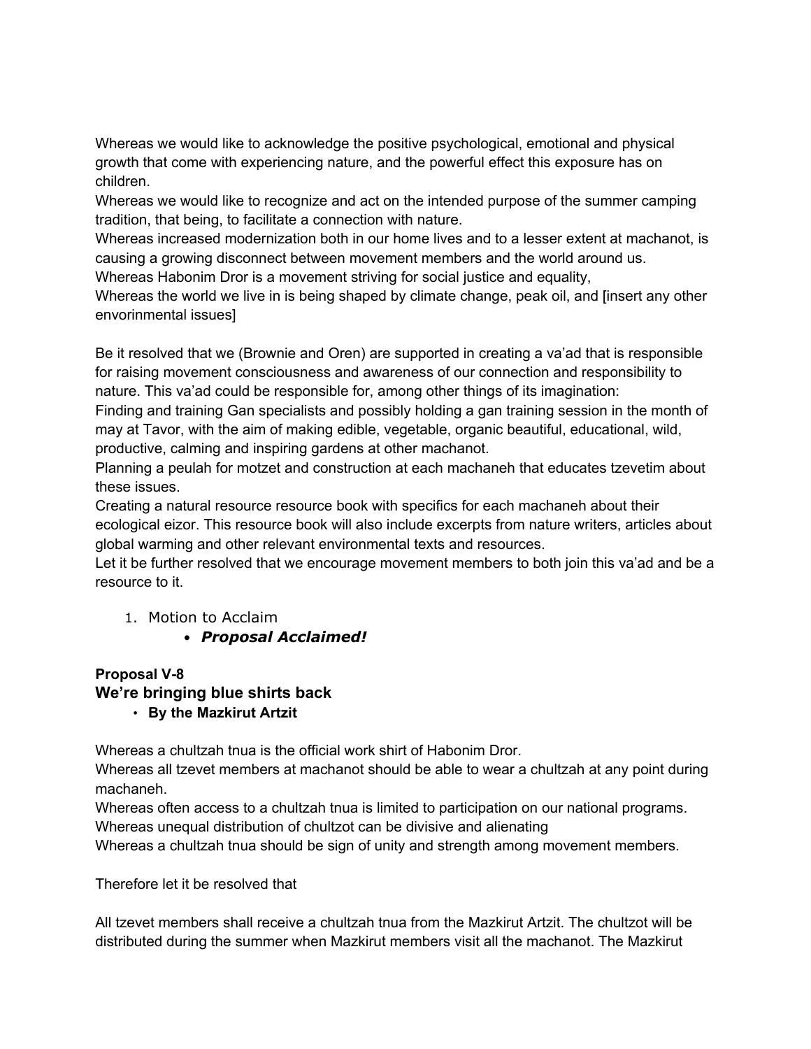Whereas we would like to acknowledge the positive psychological, emotional and physical growth that come with experiencing nature, and the powerful effect this exposure has on children.
Whereas we would like to recognize and act on the intended purpose of the summer camping tradition, that being, to facilitate a connection with nature.
Whereas increased modernization both in our home lives and to a lesser extent at machanot, is causing a growing disconnect between movement members and the world around us.
Whereas Habonim Dror is a movement striving for social justice and equality,
Whereas the world we live in is being shaped by climate change, peak oil, and [insert any other envorinmental issues]

Be it resolved that we (Brownie and Oren) are supported in creating a va'ad that is responsible for raising movement consciousness and awareness of our connection and responsibility to nature. This va'ad could be responsible for, among other things of its imagination:
Finding and training Gan specialists and possibly holding a gan training session in the month of may at Tavor, with the aim of making edible, vegetable, organic beautiful, educational, wild, productive, calming and inspiring gardens at other machanot.
Planning a peulah for motzet and construction at each machaneh that educates tzevetim about these issues.
Creating a natural resource resource book with specifics for each machaneh about their ecological eizor. This resource book will also include excerpts from nature writers, articles about global warming and other relevant environmental texts and resources.
Let it be further resolved that we encourage movement members to both join this va'ad and be a resource to it.

1. Motion to Acclaim
   - ***Proposal Acclaimed!***

**Proposal V-8**
### We're bringing blue shirts back
- **By the Mazkirut Artzit**

Whereas a chultzah tnua is the official work shirt of Habonim Dror.
Whereas all tzevet members at machanot should be able to wear a chultzah at any point during machaneh.
Whereas often access to a chultzah tnua is limited to participation on our national programs.
Whereas unequal distribution of chultzot can be divisive and alienating
Whereas a chultzah tnua should be sign of unity and strength among movement members.

Therefore let it be resolved that

All tzevet members shall receive a chultzah tnua from the Mazkirut Artzit. The chultzot will be distributed during the summer when Mazkirut members visit all the machanot. The Mazkirut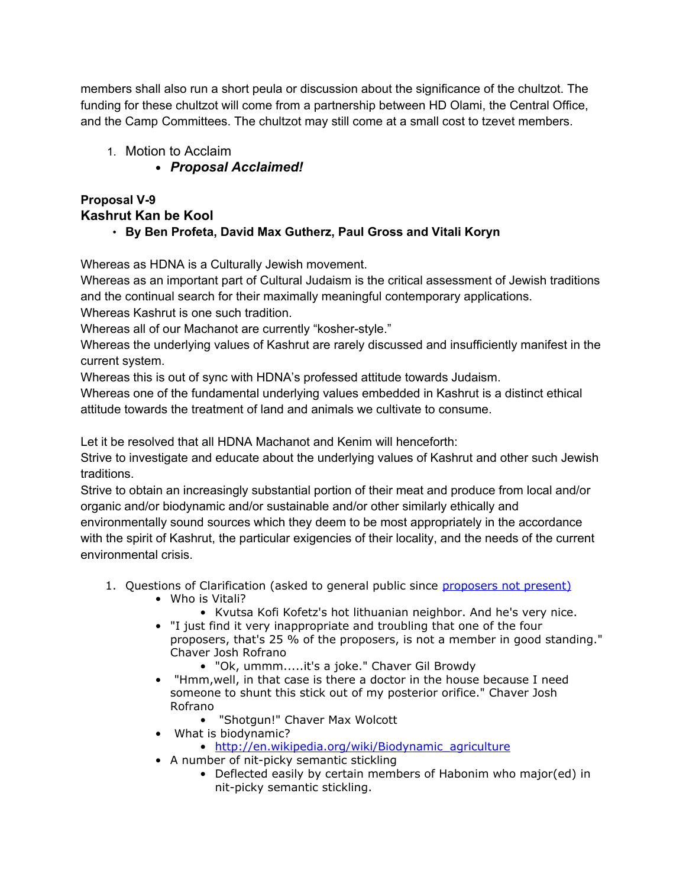members shall also run a short peula or discussion about the significance of the chultzot. The funding for these chultzot will come from a partnership between HD Olami, the Central Office, and the Camp Committees. The chultzot may still come at a small cost to tzevet members.

1. Motion to Acclaim
    - ***Proposal Acclaimed!***

**Proposal V-9**
**Kashrut Kan be Kool**

- **By Ben Profeta, David Max Gutherz, Paul Gross and Vitali Koryn**

Whereas as HDNA is a Culturally Jewish movement.
Whereas as an important part of Cultural Judaism is the critical assessment of Jewish traditions and the continual search for their maximally meaningful contemporary applications.
Whereas Kashrut is one such tradition.
Whereas all of our Machanot are currently "kosher-style."
Whereas the underlying values of Kashrut are rarely discussed and insufficiently manifest in the current system.
Whereas this is out of sync with HDNA's professed attitude towards Judaism.
Whereas one of the fundamental underlying values embedded in Kashrut is a distinct ethical attitude towards the treatment of land and animals we cultivate to consume.

Let it be resolved that all HDNA Machanot and Kenim will henceforth:
Strive to investigate and educate about the underlying values of Kashrut and other such Jewish traditions.
Strive to obtain an increasingly substantial portion of their meat and produce from local and/or organic and/or biodynamic and/or sustainable and/or other similarly ethically and environmentally sound sources which they deem to be most appropriately in the accordance with the spirit of Kashrut, the particular exigencies of their locality, and the needs of the current environmental crisis.

1. Questions of Clarification (asked to general public since proposers not present)
    - Who is Vitali?
        - Kvutsa Kofi Kofetz's hot lithuanian neighbor. And he's very nice.
    - "I just find it very inappropriate and troubling that one of the four proposers, that's 25 % of the proposers, is not a member in good standing." Chaver Josh Rofrano
        - "Ok, ummm.....it's a joke." Chaver Gil Browdy
    - "Hmm,well, in that case is there a doctor in the house because I need someone to shunt this stick out of my posterior orifice." Chaver Josh Rofrano
        - "Shotgun!" Chaver Max Wolcott
    - What is biodynamic?
        - http://en.wikipedia.org/wiki/Biodynamic_agriculture
    - A number of nit-picky semantic stickling
        - Deflected easily by certain members of Habonim who major(ed) in nit-picky semantic stickling.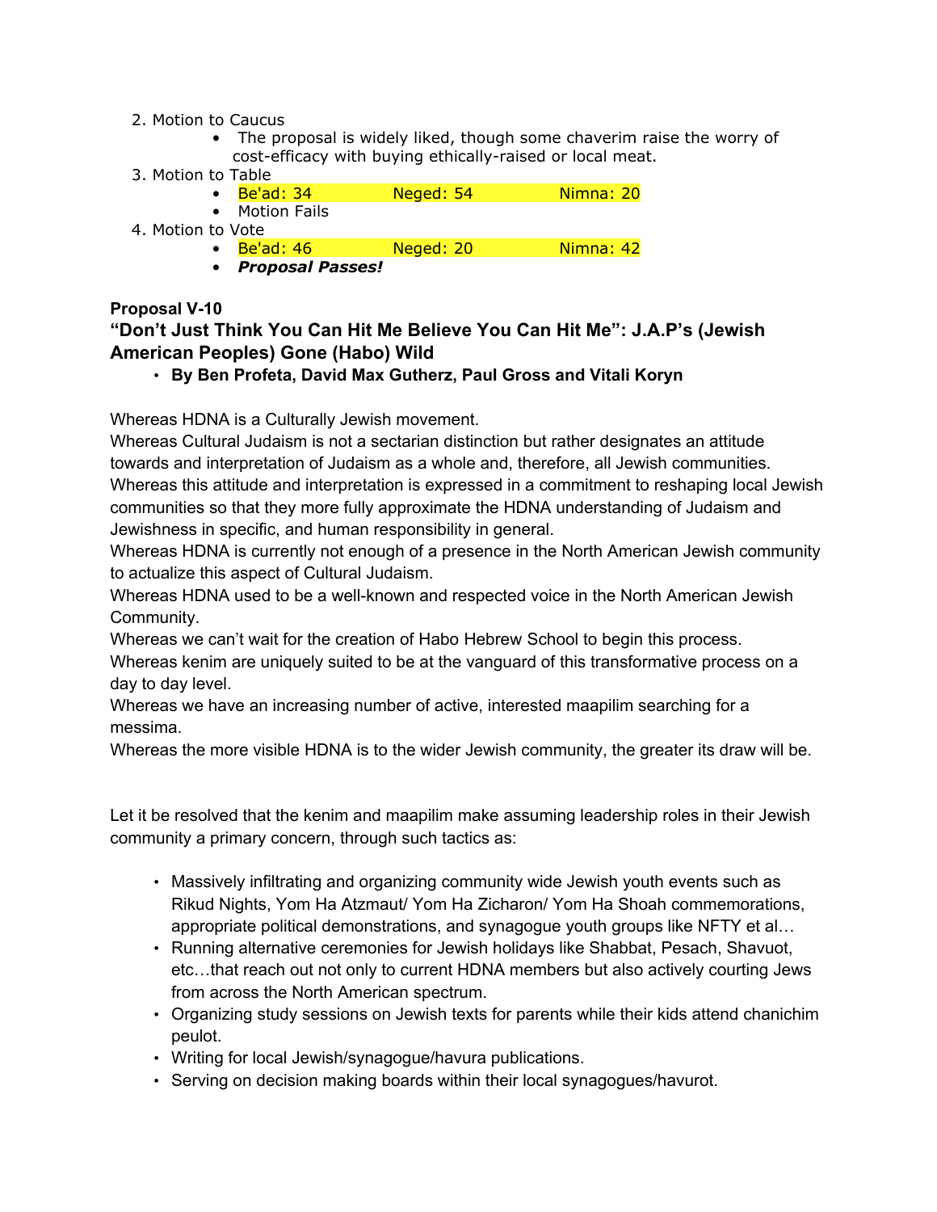2. Motion to Caucus
    - The proposal is widely liked, though some chaverim raise the worry of cost-efficacy with buying ethically-raised or local meat.
3. Motion to Table
    - Be'ad: 34 Neged: 54 Nimna: 20
    - Motion Fails
4. Motion to Vote
    - Be'ad: 46 Neged: 20 Nimna: 42
    - ***Proposal Passes!***

**Proposal V-10**

### "Don't Just Think You Can Hit Me Believe You Can Hit Me": J.A.P's (Jewish American Peoples) Gone (Habo) Wild

- **By Ben Profeta, David Max Gutherz, Paul Gross and Vitali Koryn**

Whereas HDNA is a Culturally Jewish movement.
Whereas Cultural Judaism is not a sectarian distinction but rather designates an attitude towards and interpretation of Judaism as a whole and, therefore, all Jewish communities.
Whereas this attitude and interpretation is expressed in a commitment to reshaping local Jewish communities so that they more fully approximate the HDNA understanding of Judaism and Jewishness in specific, and human responsibility in general.
Whereas HDNA is currently not enough of a presence in the North American Jewish community to actualize this aspect of Cultural Judaism.
Whereas HDNA used to be a well-known and respected voice in the North American Jewish Community.
Whereas we can't wait for the creation of Habo Hebrew School to begin this process.
Whereas kenim are uniquely suited to be at the vanguard of this transformative process on a day to day level.
Whereas we have an increasing number of active, interested maapilim searching for a messima.
Whereas the more visible HDNA is to the wider Jewish community, the greater its draw will be.

Let it be resolved that the kenim and maapilim make assuming leadership roles in their Jewish community a primary concern, through such tactics as:

- Massively infiltrating and organizing community wide Jewish youth events such as Rikud Nights, Yom Ha Atzmaut/ Yom Ha Zicharon/ Yom Ha Shoah commemorations, appropriate political demonstrations, and synagogue youth groups like NFTY et al…
- Running alternative ceremonies for Jewish holidays like Shabbat, Pesach, Shavuot, etc…that reach out not only to current HDNA members but also actively courting Jews from across the North American spectrum.
- Organizing study sessions on Jewish texts for parents while their kids attend chanichim peulot.
- Writing for local Jewish/synagogue/havura publications.
- Serving on decision making boards within their local synagogues/havurot.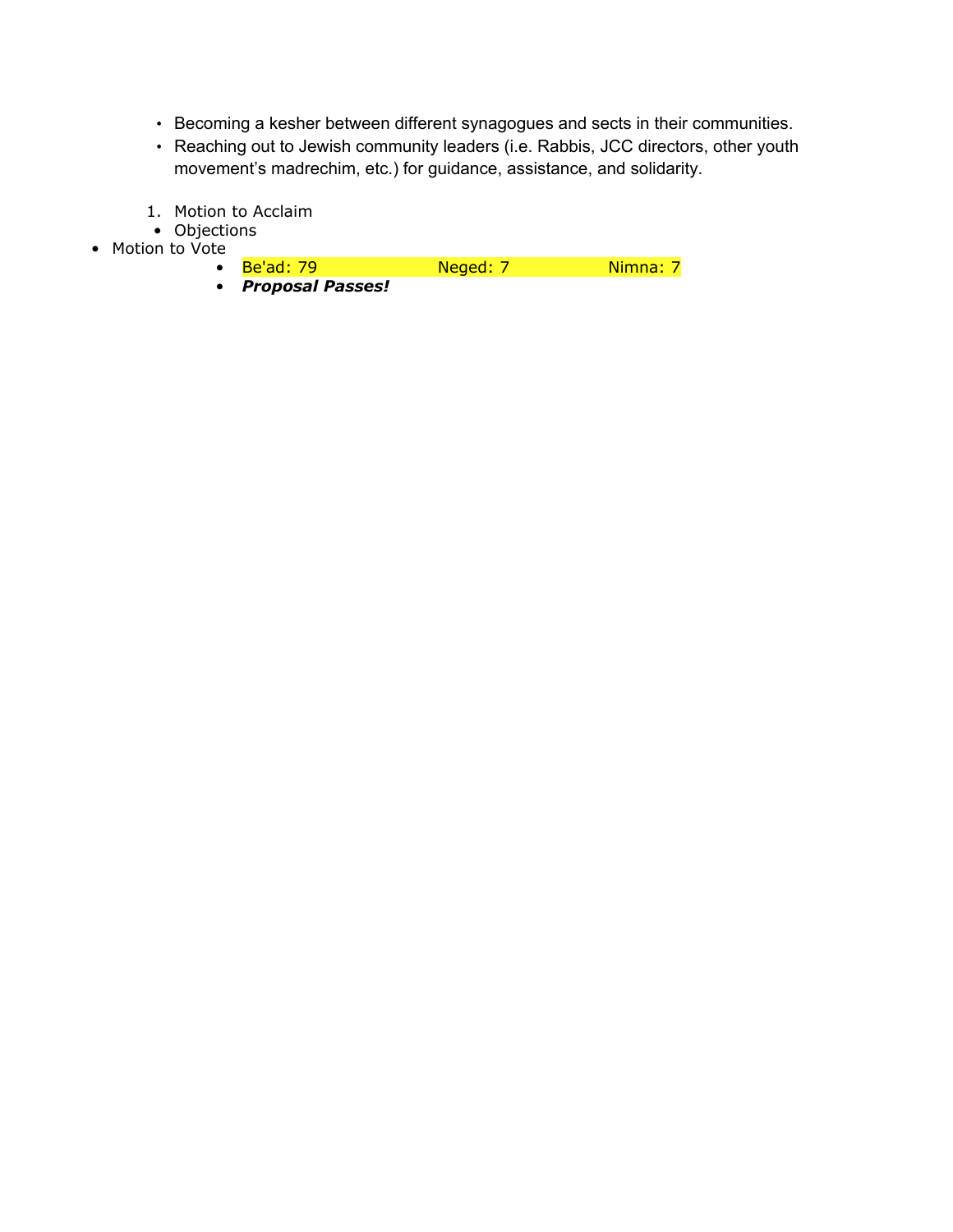- Becoming a kesher between different synagogues and sects in their communities.
- Reaching out to Jewish community leaders (i.e. Rabbis, JCC directors, other youth movement's madrechim, etc.) for guidance, assistance, and solidarity.

1. Motion to Acclaim
   - Objections
- Motion to Vote
  - Be'ad: 79 Neged: 7 Nimna: 7
  - ***Proposal Passes!***